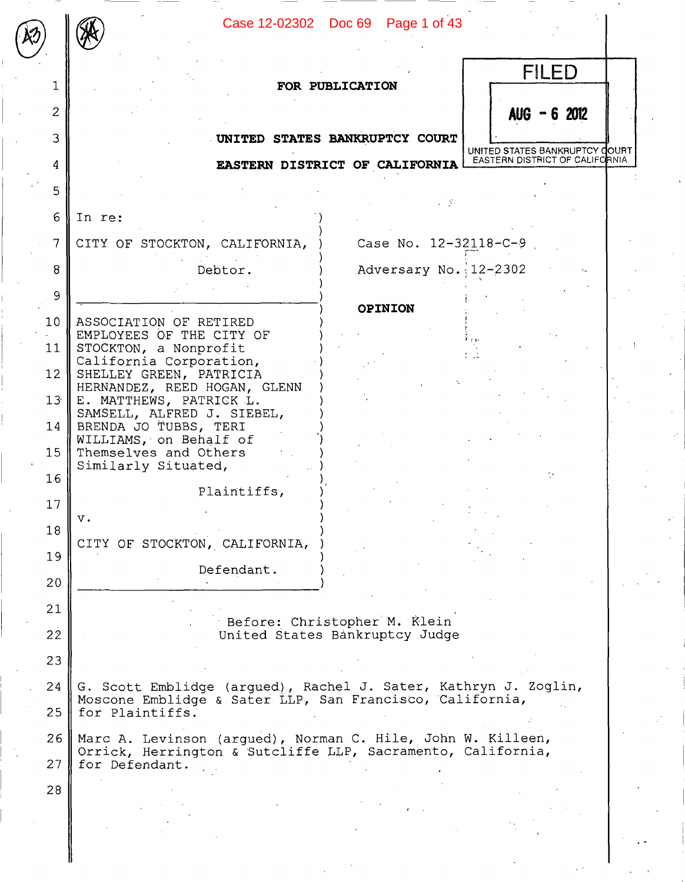FOR PUBLICATION

FILED

AUG - 6 2012

UNITED STATES BANKRUPTCY COURT
EASTERN DISTRICT OF CALIFORNIA

**UNITED STATES BANKRUPTCY COURT**

**EASTERN DISTRICT OF CALIFORNIA**

| | |
|---|---|
| In re:<br><br>CITY OF STOCKTON, CALIFORNIA,<br><br>Debtor. | Case No. 12-32118-C-9<br><br>Adversary No. 12-2302 |
| ASSOCIATION OF RETIRED EMPLOYEES OF THE CITY OF STOCKTON, a Nonprofit California Corporation, SHELLEY GREEN, PATRICIA HERNANDEZ, REED HOGAN, GLENN E. MATTHEWS, PATRICK L. SAMSELL, ALFRED J. SIEBEL, BRENDA JO TUBBS, TERI WILLIAMS, on Behalf of Themselves and Others Similarly Situated,<br><br>Plaintiffs,<br><br>v.<br><br>CITY OF STOCKTON, CALIFORNIA,<br><br>Defendant. | **OPINION** |

Before: Christopher M. Klein
United States Bankruptcy Judge

G. Scott Emblidge (argued), Rachel J. Sater, Kathryn J. Zoglin, Moscone Emblidge & Sater LLP, San Francisco, California, for Plaintiffs.

Marc A. Levinson (argued), Norman C. Hile, John W. Killeen, Orrick, Herrington & Sutcliffe LLP, Sacramento, California, for Defendant.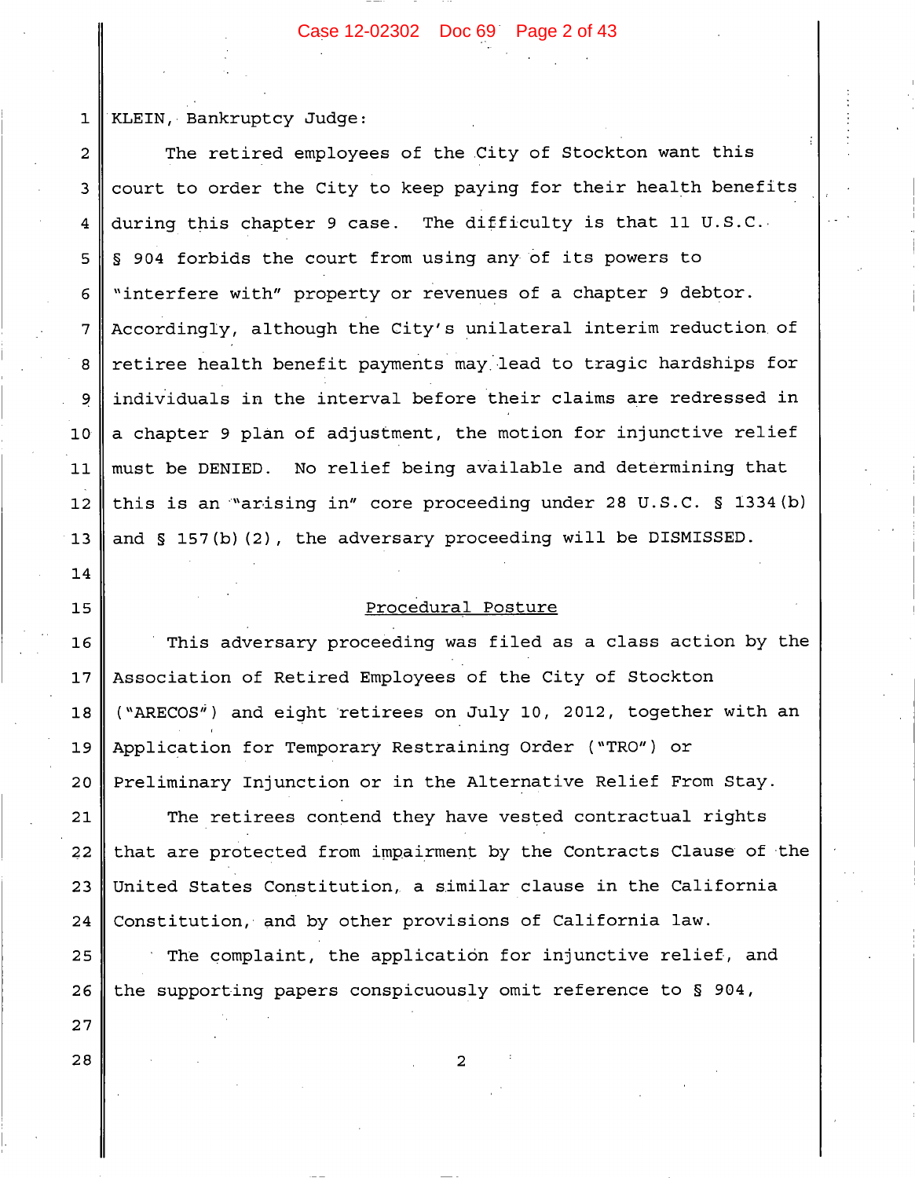KLEIN, Bankruptcy Judge:

The retired employees of the City of Stockton want this court to order the City to keep paying for their health benefits during this chapter 9 case. The difficulty is that 11 U.S.C. § 904 forbids the court from using any of its powers to "interfere with" property or revenues of a chapter 9 debtor. Accordingly, although the City's unilateral interim reduction of retiree health benefit payments may lead to tragic hardships for individuals in the interval before their claims are redressed in a chapter 9 plan of adjustment, the motion for injunctive relief must be DENIED. No relief being available and determining that this is an "arising in" core proceeding under 28 U.S.C. § 1334(b) and § 157(b)(2), the adversary proceeding will be DISMISSED.

## Procedural Posture

This adversary proceeding was filed as a class action by the Association of Retired Employees of the City of Stockton ("ARECOS") and eight retirees on July 10, 2012, together with an Application for Temporary Restraining Order ("TRO") or Preliminary Injunction or in the Alternative Relief From Stay.

The retirees contend they have vested contractual rights that are protected from impairment by the Contracts Clause of the United States Constitution, a similar clause in the California Constitution, and by other provisions of California law.

The complaint, the application for injunctive relief, and the supporting papers conspicuously omit reference to § 904,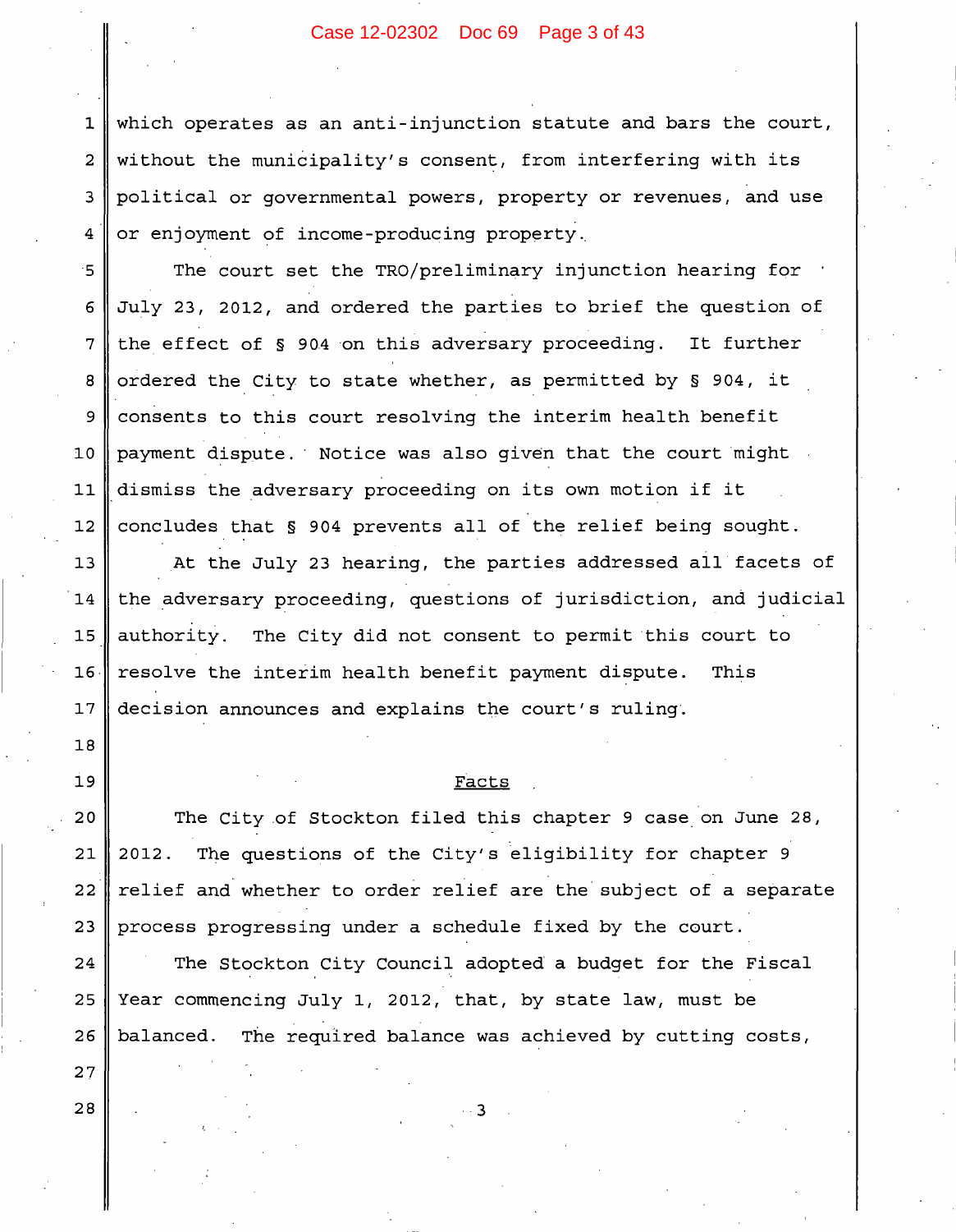which operates as an anti-injunction statute and bars the court, without the municipality's consent, from interfering with its political or governmental powers, property or revenues, and use or enjoyment of income-producing property.

The court set the TRO/preliminary injunction hearing for July 23, 2012, and ordered the parties to brief the question of the effect of § 904 on this adversary proceeding. It further ordered the City to state whether, as permitted by § 904, it consents to this court resolving the interim health benefit payment dispute. Notice was also given that the court might dismiss the adversary proceeding on its own motion if it concludes that § 904 prevents all of the relief being sought.

At the July 23 hearing, the parties addressed all facets of the adversary proceeding, questions of jurisdiction, and judicial authority. The City did not consent to permit this court to resolve the interim health benefit payment dispute. This decision announces and explains the court's ruling.

## Facts

The City of Stockton filed this chapter 9 case on June 28, 2012. The questions of the City's eligibility for chapter 9 relief and whether to order relief are the subject of a separate process progressing under a schedule fixed by the court.

The Stockton City Council adopted a budget for the Fiscal Year commencing July 1, 2012, that, by state law, must be balanced. The required balance was achieved by cutting costs,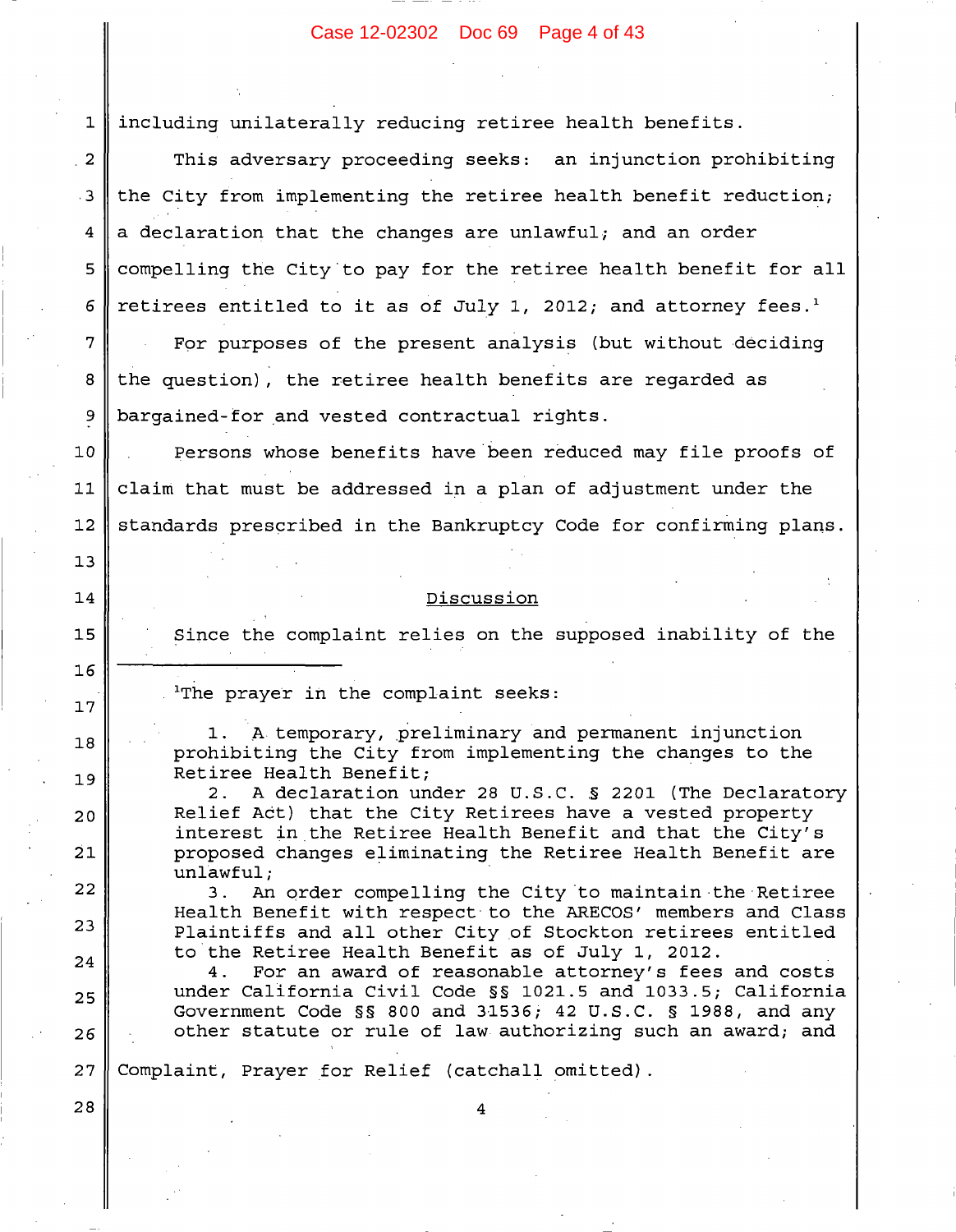including unilaterally reducing retiree health benefits.

This adversary proceeding seeks: an injunction prohibiting the City from implementing the retiree health benefit reduction; a declaration that the changes are unlawful; and an order compelling the City to pay for the retiree health benefit for all retirees entitled to it as of July 1, 2012; and attorney fees.[1]

For purposes of the present analysis (but without deciding the question), the retiree health benefits are regarded as bargained-for and vested contractual rights.

Persons whose benefits have been reduced may file proofs of claim that must be addressed in a plan of adjustment under the standards prescribed in the Bankruptcy Code for confirming plans.

## Discussion

Since the complaint relies on the supposed inability of the

---

[1]The prayer in the complaint seeks:

1. A temporary, preliminary and permanent injunction prohibiting the City from implementing the changes to the Retiree Health Benefit;
2. A declaration under 28 U.S.C. § 2201 (The Declaratory Relief Act) that the City Retirees have a vested property interest in the Retiree Health Benefit and that the City's proposed changes eliminating the Retiree Health Benefit are unlawful;
3. An order compelling the City to maintain the Retiree Health Benefit with respect to the ARECOS' members and Class Plaintiffs and all other City of Stockton retirees entitled to the Retiree Health Benefit as of July 1, 2012.
4. For an award of reasonable attorney's fees and costs under California Civil Code §§ 1021.5 and 1033.5; California Government Code §§ 800 and 31536; 42 U.S.C. § 1988, and any other statute or rule of law authorizing such an award; and

Complaint, Prayer for Relief (catchall omitted).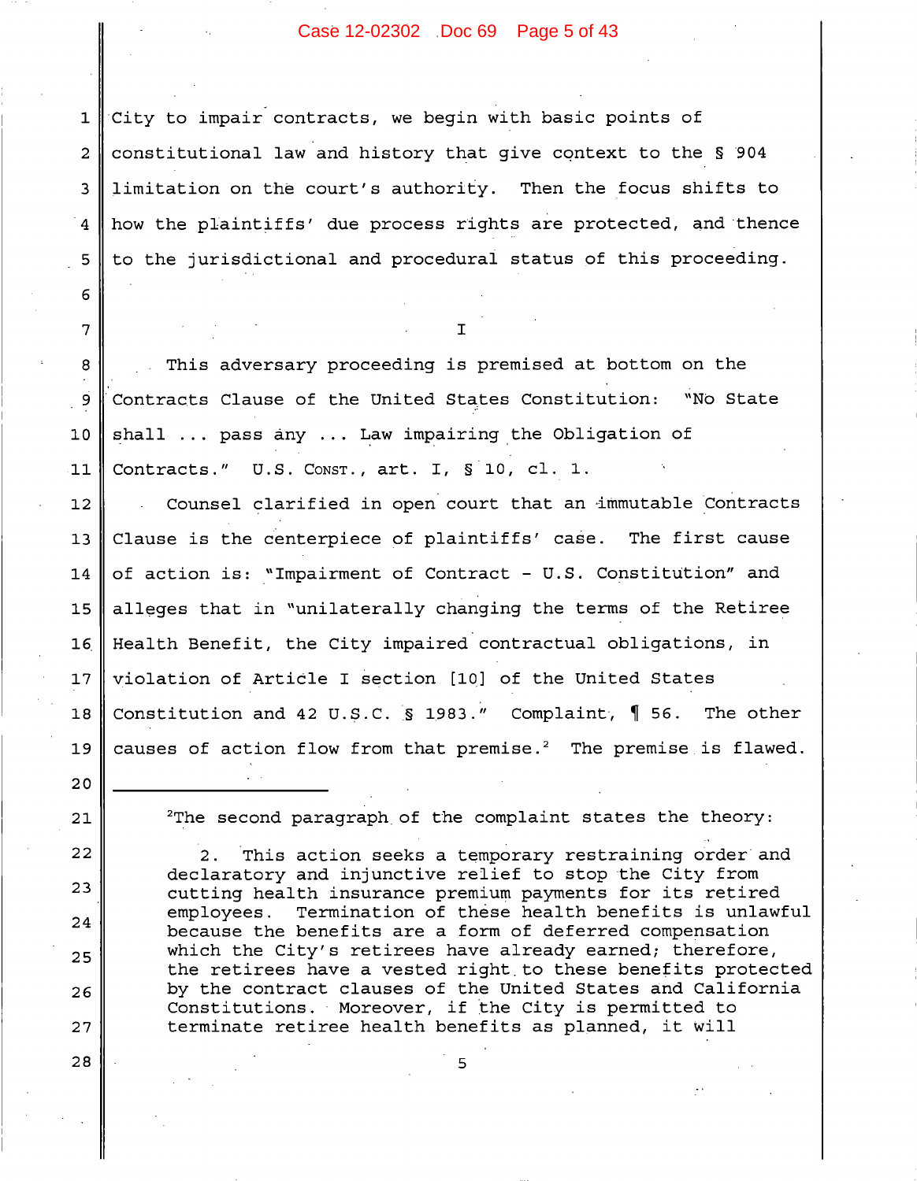City to impair contracts, we begin with basic points of constitutional law and history that give context to the § 904 limitation on the court's authority. Then the focus shifts to how the plaintiffs' due process rights are protected, and thence to the jurisdictional and procedural status of this proceeding.

I

This adversary proceeding is premised at bottom on the Contracts Clause of the United States Constitution: "No State shall ... pass any ... Law impairing the Obligation of Contracts." U.S. CONST., art. I, § 10, cl. 1.

Counsel clarified in open court that an immutable Contracts Clause is the centerpiece of plaintiffs' case. The first cause of action is: "Impairment of Contract - U.S. Constitution" and alleges that in "unilaterally changing the terms of the Retiree Health Benefit, the City impaired contractual obligations, in violation of Article I section [10] of the United States Constitution and 42 U.S.C. § 1983." Complaint, ¶ 56. The other causes of action flow from that premise.[2] The premise is flawed.

---

[2]The second paragraph of the complaint states the theory:

> 2. This action seeks a temporary restraining order and declaratory and injunctive relief to stop the City from cutting health insurance premium payments for its retired employees. Termination of these health benefits is unlawful because the benefits are a form of deferred compensation which the City's retirees have already earned; therefore, the retirees have a vested right to these benefits protected by the contract clauses of the United States and California Constitutions. Moreover, if the City is permitted to terminate retiree health benefits as planned, it will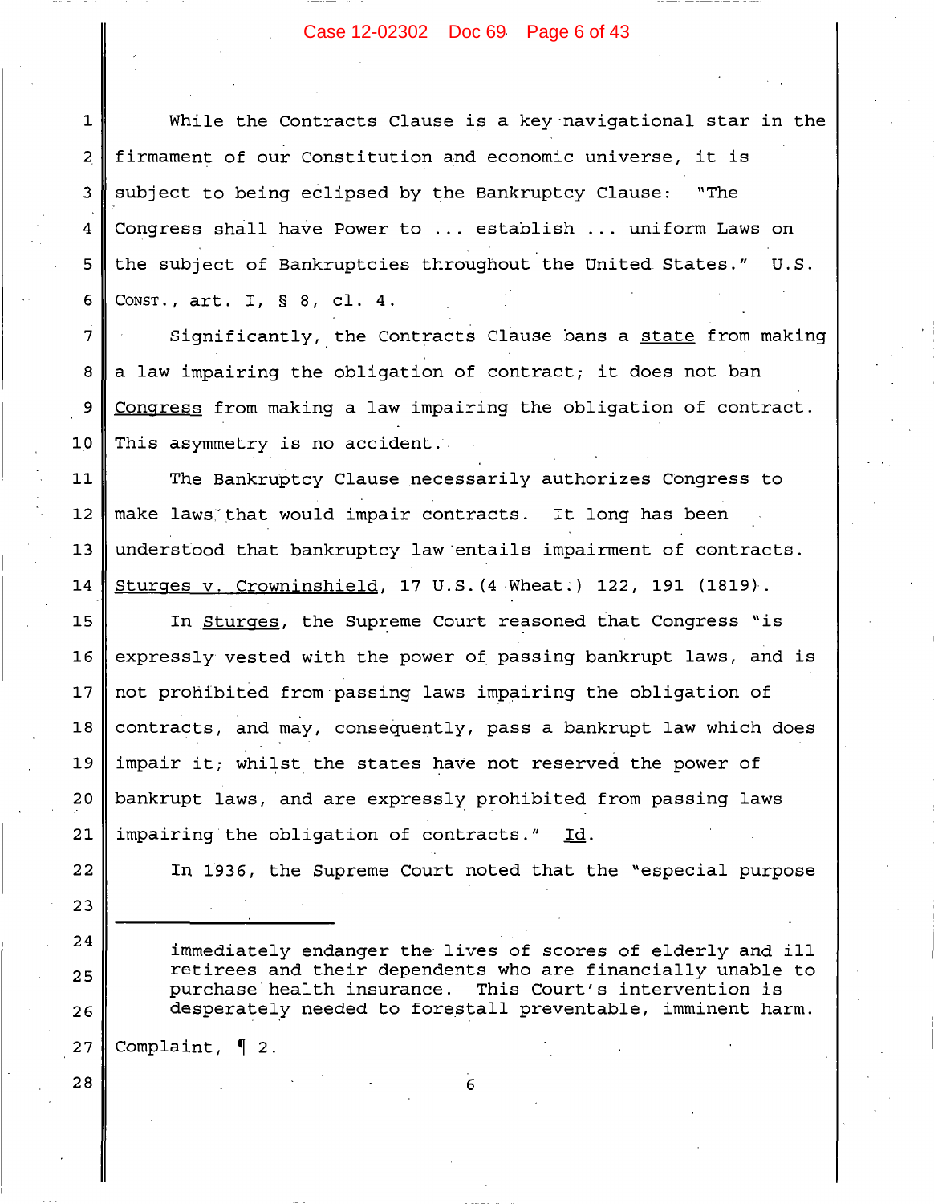While the Contracts Clause is a key navigational star in the firmament of our Constitution and economic universe, it is subject to being eclipsed by the Bankruptcy Clause: "The Congress shall have Power to ... establish ... uniform Laws on the subject of Bankruptcies throughout the United States." U.S. CONST., art. I, § 8, cl. 4.

Significantly, the Contracts Clause bans a state from making a law impairing the obligation of contract; it does not ban Congress from making a law impairing the obligation of contract. This asymmetry is no accident.

The Bankruptcy Clause necessarily authorizes Congress to make laws that would impair contracts. It long has been understood that bankruptcy law entails impairment of contracts. Sturges v. Crowninshield, 17 U.S. (4 Wheat.) 122, 191 (1819).

In Sturges, the Supreme Court reasoned that Congress "is expressly vested with the power of passing bankrupt laws, and is not prohibited from passing laws impairing the obligation of contracts, and may, consequently, pass a bankrupt law which does impair it; whilst the states have not reserved the power of bankrupt laws, and are expressly prohibited from passing laws impairing the obligation of contracts." Id.

In 1936, the Supreme Court noted that the "especial purpose

---

immediately endanger the lives of scores of elderly and ill retirees and their dependents who are financially unable to purchase health insurance. This Court's intervention is desperately needed to forestall preventable, imminent harm.

Complaint, ¶ 2.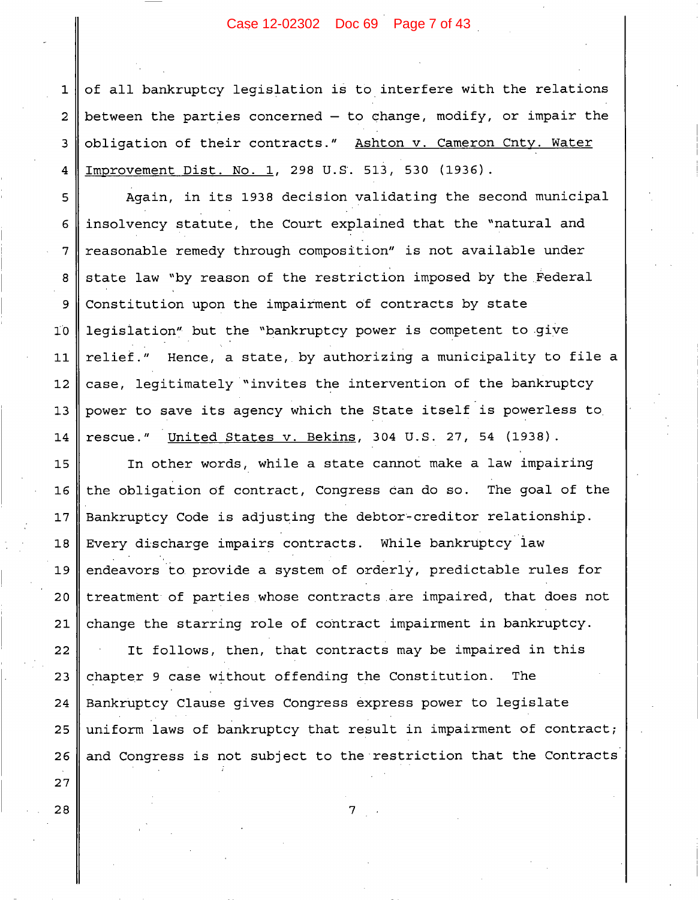of all bankruptcy legislation is to interfere with the relations between the parties concerned – to change, modify, or impair the obligation of their contracts." Ashton v. Cameron Cnty. Water Improvement Dist. No. 1, 298 U.S. 513, 530 (1936).

Again, in its 1938 decision validating the second municipal insolvency statute, the Court explained that the "natural and reasonable remedy through composition" is not available under state law "by reason of the restriction imposed by the Federal Constitution upon the impairment of contracts by state legislation" but the "bankruptcy power is competent to give relief." Hence, a state, by authorizing a municipality to file a case, legitimately "invites the intervention of the bankruptcy power to save its agency which the State itself is powerless to rescue." United States v. Bekins, 304 U.S. 27, 54 (1938).

In other words, while a state cannot make a law impairing the obligation of contract, Congress can do so. The goal of the Bankruptcy Code is adjusting the debtor-creditor relationship. Every discharge impairs contracts. While bankruptcy law endeavors to provide a system of orderly, predictable rules for treatment of parties whose contracts are impaired, that does not change the starring role of contract impairment in bankruptcy.

It follows, then, that contracts may be impaired in this chapter 9 case without offending the Constitution. The Bankruptcy Clause gives Congress express power to legislate uniform laws of bankruptcy that result in impairment of contract; and Congress is not subject to the restriction that the Contracts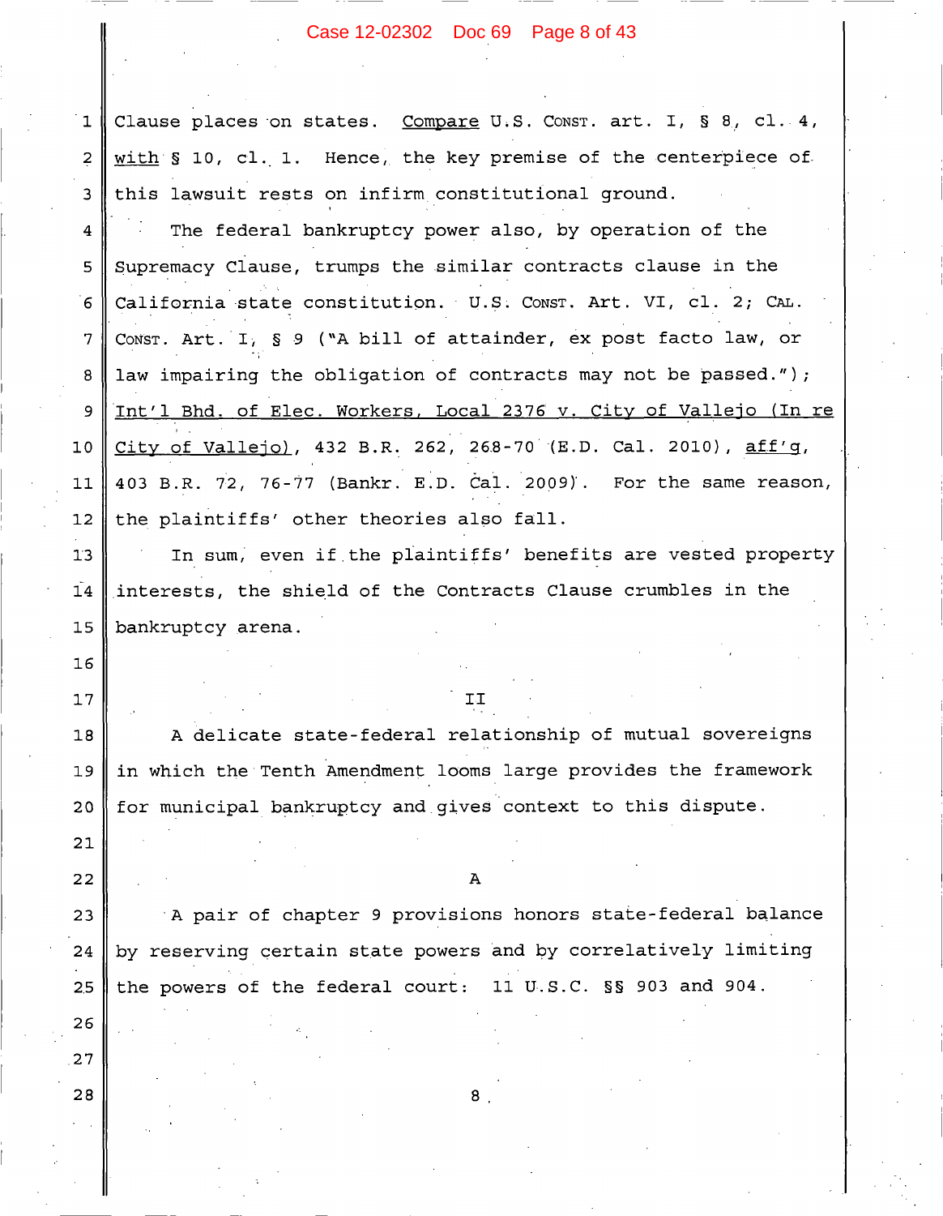Clause places on states. Compare U.S. CONST. art. I, § 8, cl. 4, with § 10, cl. 1. Hence, the key premise of the centerpiece of this lawsuit rests on infirm constitutional ground.

The federal bankruptcy power also, by operation of the Supremacy Clause, trumps the similar contracts clause in the California state constitution. U.S. CONST. Art. VI, cl. 2; CAL. CONST. Art. I, § 9 ("A bill of attainder, ex post facto law, or law impairing the obligation of contracts may not be passed."); Int'l Bhd. of Elec. Workers, Local 2376 v. City of Vallejo (In re City of Vallejo), 432 B.R. 262, 268-70 (E.D. Cal. 2010), aff'g, 403 B.R. 72, 76-77 (Bankr. E.D. Cal. 2009). For the same reason, the plaintiffs' other theories also fall.

In sum, even if the plaintiffs' benefits are vested property interests, the shield of the Contracts Clause crumbles in the bankruptcy arena.

## II

A delicate state-federal relationship of mutual sovereigns in which the Tenth Amendment looms large provides the framework for municipal bankruptcy and gives context to this dispute.

### A

A pair of chapter 9 provisions honors state-federal balance by reserving certain state powers and by correlatively limiting the powers of the federal court: 11 U.S.C. §§ 903 and 904.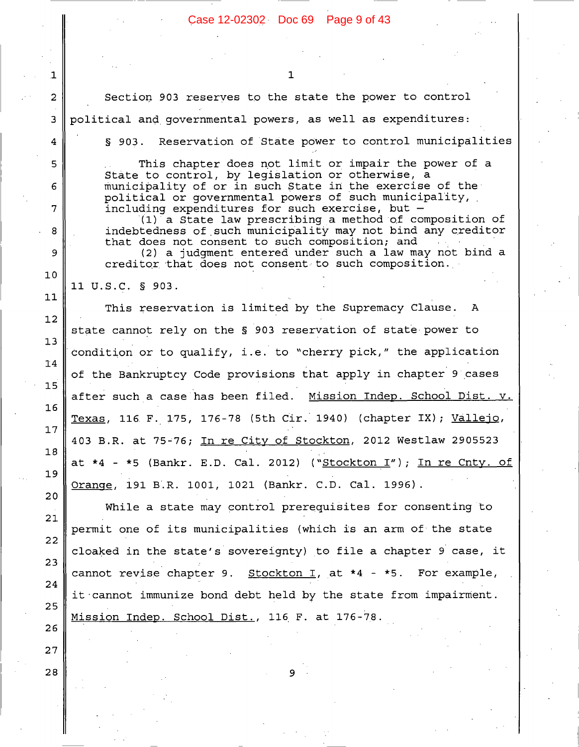Section 903 reserves to the state the power to control political and governmental powers, as well as expenditures:

> § 903. Reservation of State power to control municipalities
>
> This chapter does not limit or impair the power of a State to control, by legislation or otherwise, a municipality of or in such State in the exercise of the political or governmental powers of such municipality, including expenditures for such exercise, but —
>
> (1) a State law prescribing a method of composition of indebtedness of such municipality may not bind any creditor that does not consent to such composition; and
>
> (2) a judgment entered under such a law may not bind a creditor that does not consent to such composition.

11 U.S.C. § 903.

This reservation is limited by the Supremacy Clause. A state cannot rely on the § 903 reservation of state power to condition or to qualify, i.e. to "cherry pick," the application of the Bankruptcy Code provisions that apply in chapter 9 cases after such a case has been filed. Mission Indep. School Dist. v. Texas, 116 F. 175, 176-78 (5th Cir. 1940) (chapter IX); Vallejo, 403 B.R. at 75-76; In re City of Stockton, 2012 Westlaw 2905523 at *4 - *5 (Bankr. E.D. Cal. 2012) ("Stockton I"); In re Cnty. of Orange, 191 B.R. 1001, 1021 (Bankr. C.D. Cal. 1996).

While a state may control prerequisites for consenting to permit one of its municipalities (which is an arm of the state cloaked in the state's sovereignty) to file a chapter 9 case, it cannot revise chapter 9. Stockton I, at *4 - *5. For example, it cannot immunize bond debt held by the state from impairment. Mission Indep. School Dist., 116 F. at 176-78.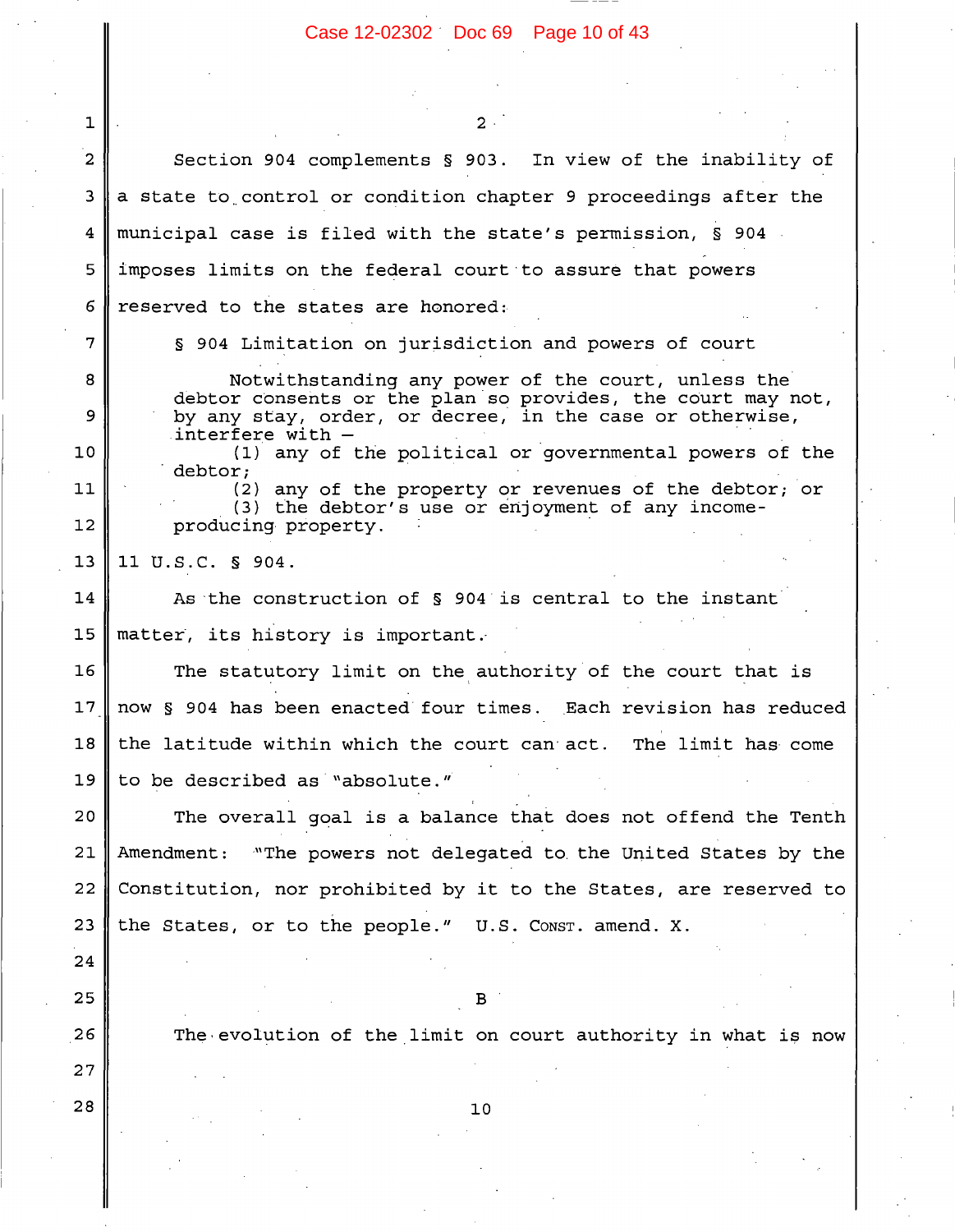2

Section 904 complements § 903. In view of the inability of a state to control or condition chapter 9 proceedings after the municipal case is filed with the state's permission, § 904 imposes limits on the federal court to assure that powers reserved to the states are honored:

> § 904 Limitation on jurisdiction and powers of court
>
> Notwithstanding any power of the court, unless the debtor consents or the plan so provides, the court may not, by any stay, order, or decree, in the case or otherwise, interfere with –
>
> (1) any of the political or governmental powers of the debtor;
>
> (2) any of the property or revenues of the debtor; or
>
> (3) the debtor's use or enjoyment of any income-producing property.

11 U.S.C. § 904.

As the construction of § 904 is central to the instant matter, its history is important.

The statutory limit on the authority of the court that is now § 904 has been enacted four times. Each revision has reduced the latitude within which the court can act. The limit has come to be described as "absolute."

The overall goal is a balance that does not offend the Tenth Amendment: "The powers not delegated to the United States by the Constitution, nor prohibited by it to the States, are reserved to the States, or to the people." U.S. CONST. amend. X.

B

The evolution of the limit on court authority in what is now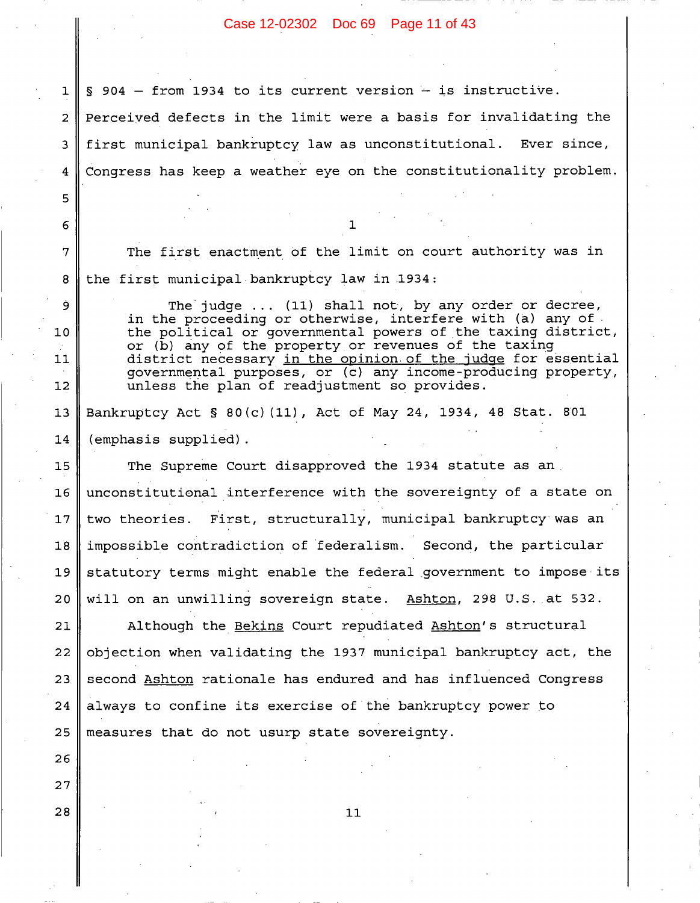§ 904 – from 1934 to its current version – is instructive. Perceived defects in the limit were a basis for invalidating the first municipal bankruptcy law as unconstitutional. Ever since, Congress has keep a weather eye on the constitutionality problem.

### 1

The first enactment of the limit on court authority was in the first municipal bankruptcy law in 1934:

> The judge ... (11) shall not, by any order or decree, in the proceeding or otherwise, interfere with (a) any of the political or governmental powers of the taxing district, or (b) any of the property or revenues of the taxing district necessary <u>in the opinion of the judge</u> for essential governmental purposes, or (c) any income-producing property, unless the plan of readjustment so provides.

Bankruptcy Act § 80(c)(11), Act of May 24, 1934, 48 Stat. 801 (emphasis supplied).

The Supreme Court disapproved the 1934 statute as an unconstitutional interference with the sovereignty of a state on two theories. First, structurally, municipal bankruptcy was an impossible contradiction of federalism. Second, the particular statutory terms might enable the federal government to impose its will on an unwilling sovereign state. <u>Ashton</u>, 298 U.S. at 532.

Although the <u>Bekins</u> Court repudiated <u>Ashton</u>'s structural objection when validating the 1937 municipal bankruptcy act, the second <u>Ashton</u> rationale has endured and has influenced Congress always to confine its exercise of the bankruptcy power to measures that do not usurp state sovereignty.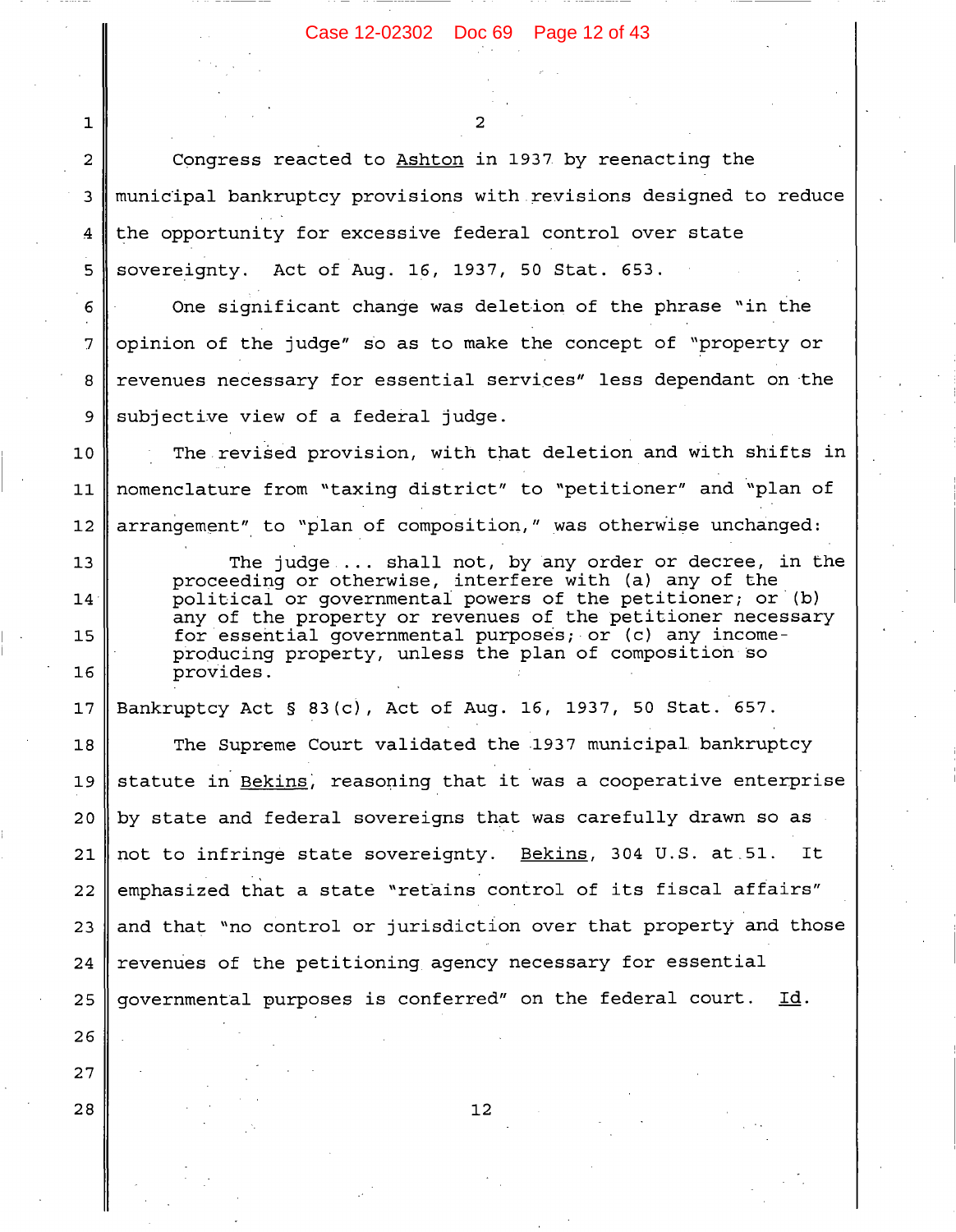Congress reacted to Ashton in 1937 by reenacting the municipal bankruptcy provisions with revisions designed to reduce the opportunity for excessive federal control over state sovereignty. Act of Aug. 16, 1937, 50 Stat. 653.

One significant change was deletion of the phrase "in the opinion of the judge" so as to make the concept of "property or revenues necessary for essential services" less dependant on the subjective view of a federal judge.

The revised provision, with that deletion and with shifts in nomenclature from "taxing district" to "petitioner" and "plan of arrangement" to "plan of composition," was otherwise unchanged:

> The judge ... shall not, by any order or decree, in the proceeding or otherwise, interfere with (a) any of the political or governmental powers of the petitioner; or (b) any of the property or revenues of the petitioner necessary for essential governmental purposes; or (c) any income-producing property, unless the plan of composition so provides.

Bankruptcy Act § 83(c), Act of Aug. 16, 1937, 50 Stat. 657.

The Supreme Court validated the 1937 municipal bankruptcy statute in Bekins, reasoning that it was a cooperative enterprise by state and federal sovereigns that was carefully drawn so as not to infringe state sovereignty. Bekins, 304 U.S. at 51. It emphasized that a state "retains control of its fiscal affairs" and that "no control or jurisdiction over that property and those revenues of the petitioning agency necessary for essential governmental purposes is conferred" on the federal court. Id.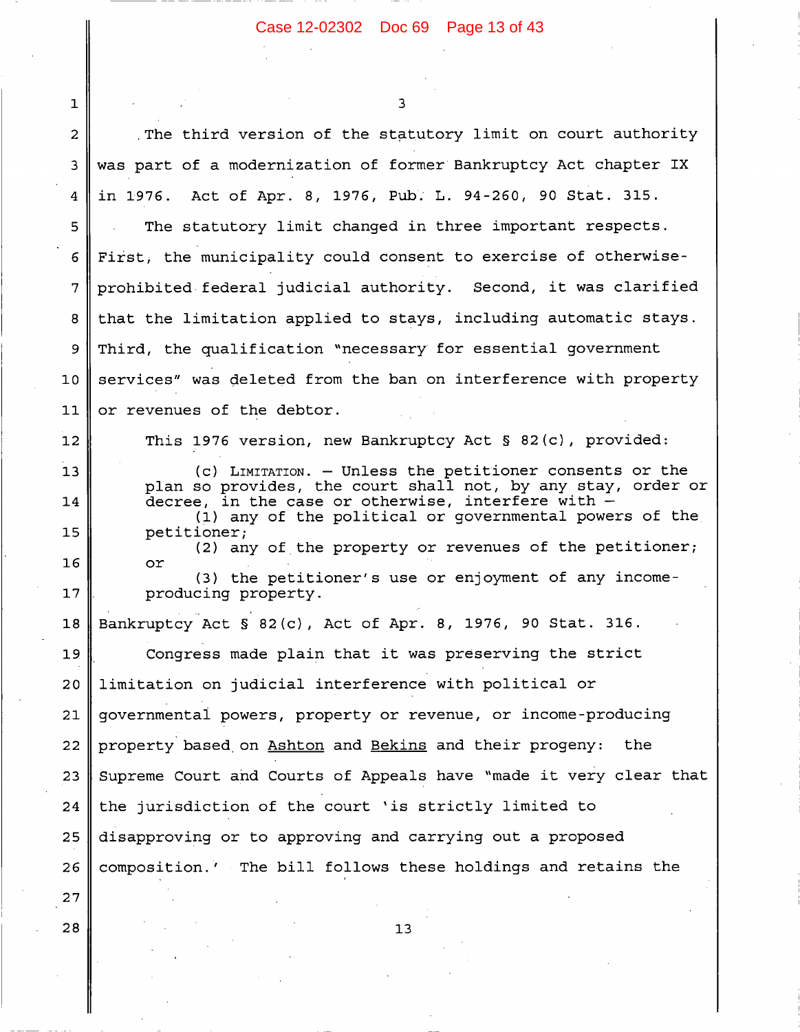3

The third version of the statutory limit on court authority was part of a modernization of former Bankruptcy Act chapter IX in 1976. Act of Apr. 8, 1976, Pub. L. 94-260, 90 Stat. 315.

The statutory limit changed in three important respects. First, the municipality could consent to exercise of otherwise-prohibited federal judicial authority. Second, it was clarified that the limitation applied to stays, including automatic stays. Third, the qualification "necessary for essential government services" was deleted from the ban on interference with property or revenues of the debtor.

This 1976 version, new Bankruptcy Act § 82(c), provided:

> (c) LIMITATION. – Unless the petitioner consents or the plan so provides, the court shall not, by any stay, order or decree, in the case or otherwise, interfere with –
> (1) any of the political or governmental powers of the petitioner;
> (2) any of the property or revenues of the petitioner; or
> (3) the petitioner's use or enjoyment of any income-producing property.

Bankruptcy Act § 82(c), Act of Apr. 8, 1976, 90 Stat. 316.

Congress made plain that it was preserving the strict limitation on judicial interference with political or governmental powers, property or revenue, or income-producing property based on Ashton and Bekins and their progeny: the Supreme Court and Courts of Appeals have "made it very clear that the jurisdiction of the court 'is strictly limited to disapproving or to approving and carrying out a proposed composition.' The bill follows these holdings and retains the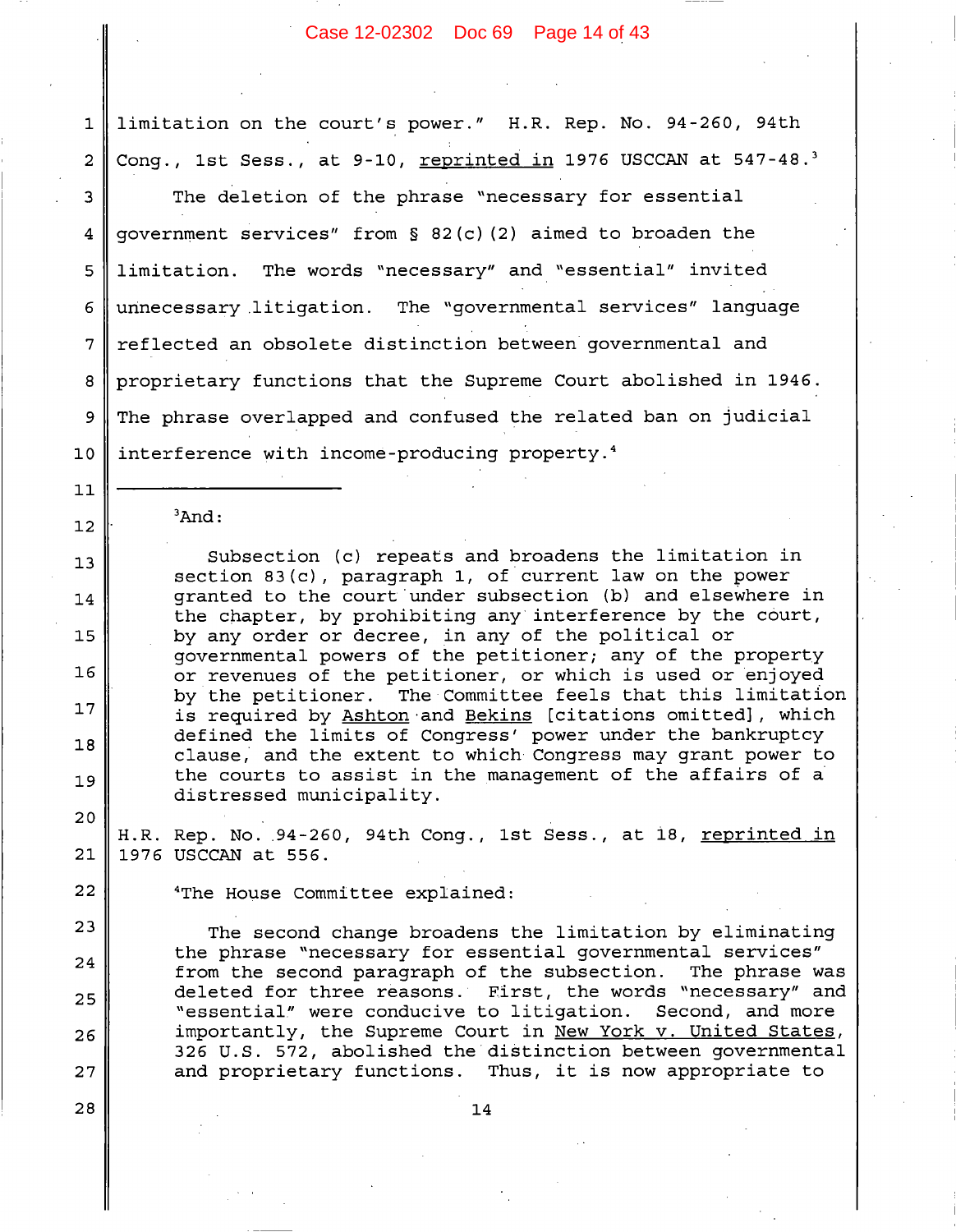limitation on the court's power." H.R. Rep. No. 94-260, 94th Cong., 1st Sess., at 9-10, reprinted in 1976 USCCAN at 547-48.[3]

The deletion of the phrase "necessary for essential government services" from § 82(c)(2) aimed to broaden the limitation. The words "necessary" and "essential" invited unnecessary litigation. The "governmental services" language reflected an obsolete distinction between governmental and proprietary functions that the Supreme Court abolished in 1946. The phrase overlapped and confused the related ban on judicial interference with income-producing property.[4]

---

[3]And:

> Subsection (c) repeats and broadens the limitation in section 83(c), paragraph 1, of current law on the power granted to the court under subsection (b) and elsewhere in the chapter, by prohibiting any interference by the court, by any order or decree, in any of the political or governmental powers of the petitioner; any of the property or revenues of the petitioner, or which is used or enjoyed by the petitioner. The Committee feels that this limitation is required by Ashton and Bekins [citations omitted], which defined the limits of Congress' power under the bankruptcy clause, and the extent to which Congress may grant power to the courts to assist in the management of the affairs of a distressed municipality.

H.R. Rep. No. 94-260, 94th Cong., 1st Sess., at 18, reprinted in 1976 USCCAN at 556.

[4]The House Committee explained:

> The second change broadens the limitation by eliminating the phrase "necessary for essential governmental services" from the second paragraph of the subsection. The phrase was deleted for three reasons. First, the words "necessary" and "essential" were conducive to litigation. Second, and more importantly, the Supreme Court in New York v. United States, 326 U.S. 572, abolished the distinction between governmental and proprietary functions. Thus, it is now appropriate to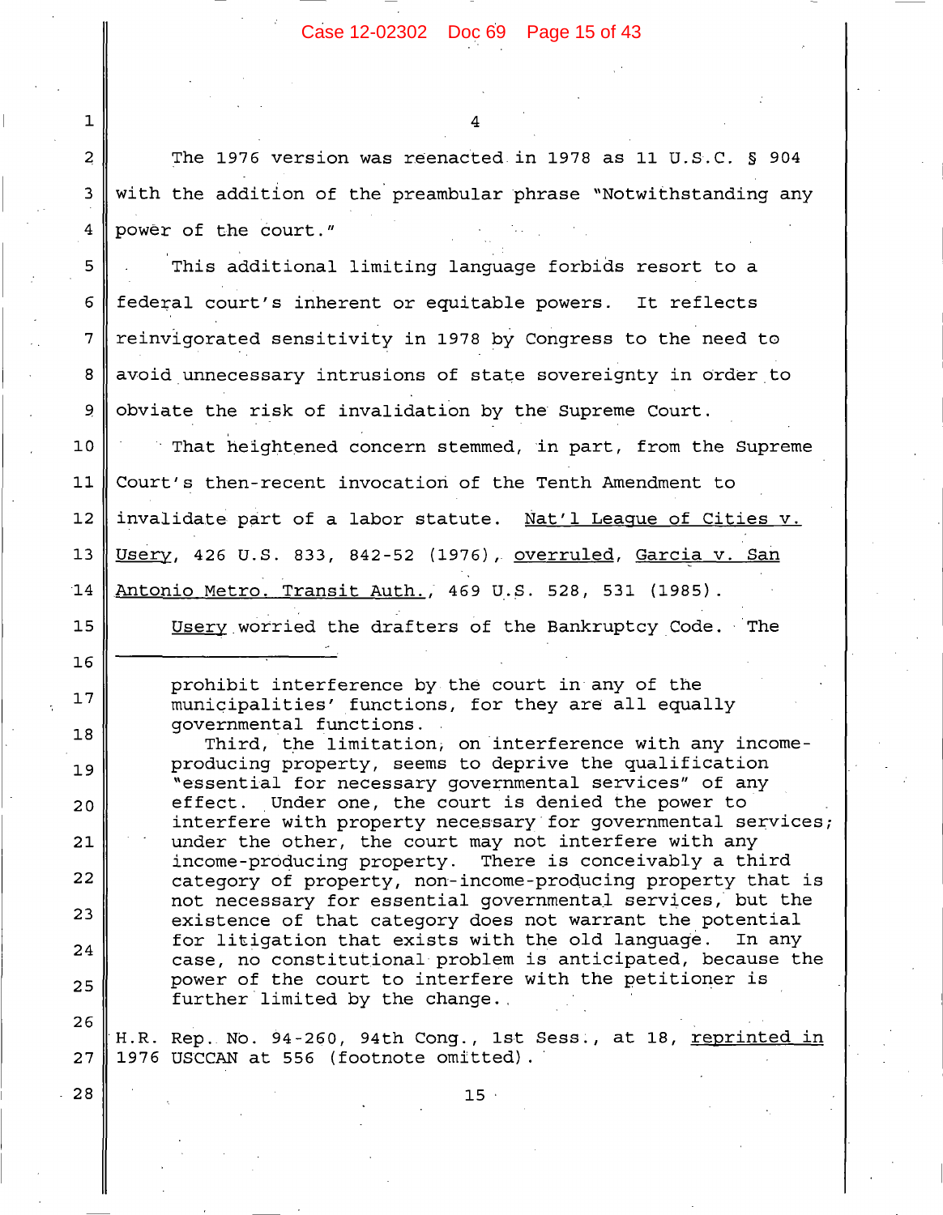The 1976 version was reenacted in 1978 as 11 U.S.C. § 904 with the addition of the preambular phrase "Notwithstanding any power of the court."

This additional limiting language forbids resort to a federal court's inherent or equitable powers. It reflects reinvigorated sensitivity in 1978 by Congress to the need to avoid unnecessary intrusions of state sovereignty in order to obviate the risk of invalidation by the Supreme Court.

That heightened concern stemmed, in part, from the Supreme Court's then-recent invocation of the Tenth Amendment to invalidate part of a labor statute. Nat'l League of Cities v. Usery, 426 U.S. 833, 842-52 (1976), overruled, Garcia v. San Antonio Metro. Transit Auth., 469 U.S. 528, 531 (1985).

Usery worried the drafters of the Bankruptcy Code. The

---

> prohibit interference by the court in any of the municipalities' functions, for they are all equally governmental functions.
>
> Third, the limitation, on interference with any income-producing property, seems to deprive the qualification "essential for necessary governmental services" of any effect. Under one, the court is denied the power to interfere with property necessary for governmental services; under the other, the court may not interfere with any income-producing property. There is conceivably a third category of property, non-income-producing property that is not necessary for essential governmental services, but the existence of that category does not warrant the potential for litigation that exists with the old language. In any case, no constitutional problem is anticipated, because the power of the court to interfere with the petitioner is further limited by the change.

H.R. Rep. No. 94-260, 94th Cong., 1st Sess., at 18, reprinted in 1976 USCCAN at 556 (footnote omitted).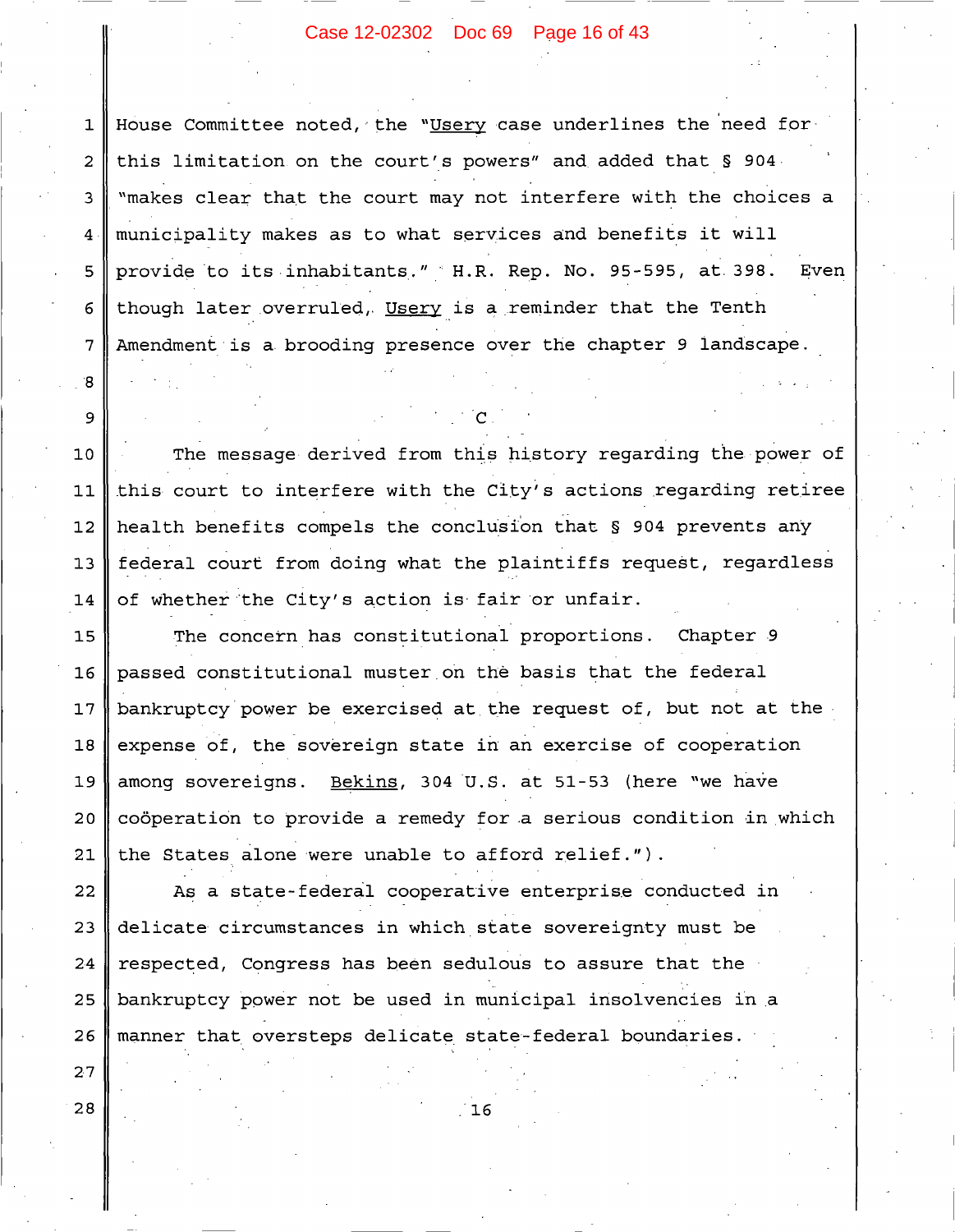House Committee noted, the "*Usery* case underlines the need for this limitation on the court's powers" and added that § 904 "makes clear that the court may not interfere with the choices a municipality makes as to what services and benefits it will provide to its inhabitants." H.R. Rep. No. 95-595, at 398. Even though later overruled, *Usery* is a reminder that the Tenth Amendment is a brooding presence over the chapter 9 landscape.

### C

The message derived from this history regarding the power of this court to interfere with the City's actions regarding retiree health benefits compels the conclusion that § 904 prevents any federal court from doing what the plaintiffs request, regardless of whether the City's action is fair or unfair.

The concern has constitutional proportions. Chapter 9 passed constitutional muster on the basis that the federal bankruptcy power be exercised at the request of, but not at the expense of, the sovereign state in an exercise of cooperation among sovereigns. *Bekins*, 304 U.S. at 51-53 (here "we have coöperation to provide a remedy for a serious condition in which the States alone were unable to afford relief.").

As a state-federal cooperative enterprise conducted in delicate circumstances in which state sovereignty must be respected, Congress has been sedulous to assure that the bankruptcy power not be used in municipal insolvencies in a manner that oversteps delicate state-federal boundaries.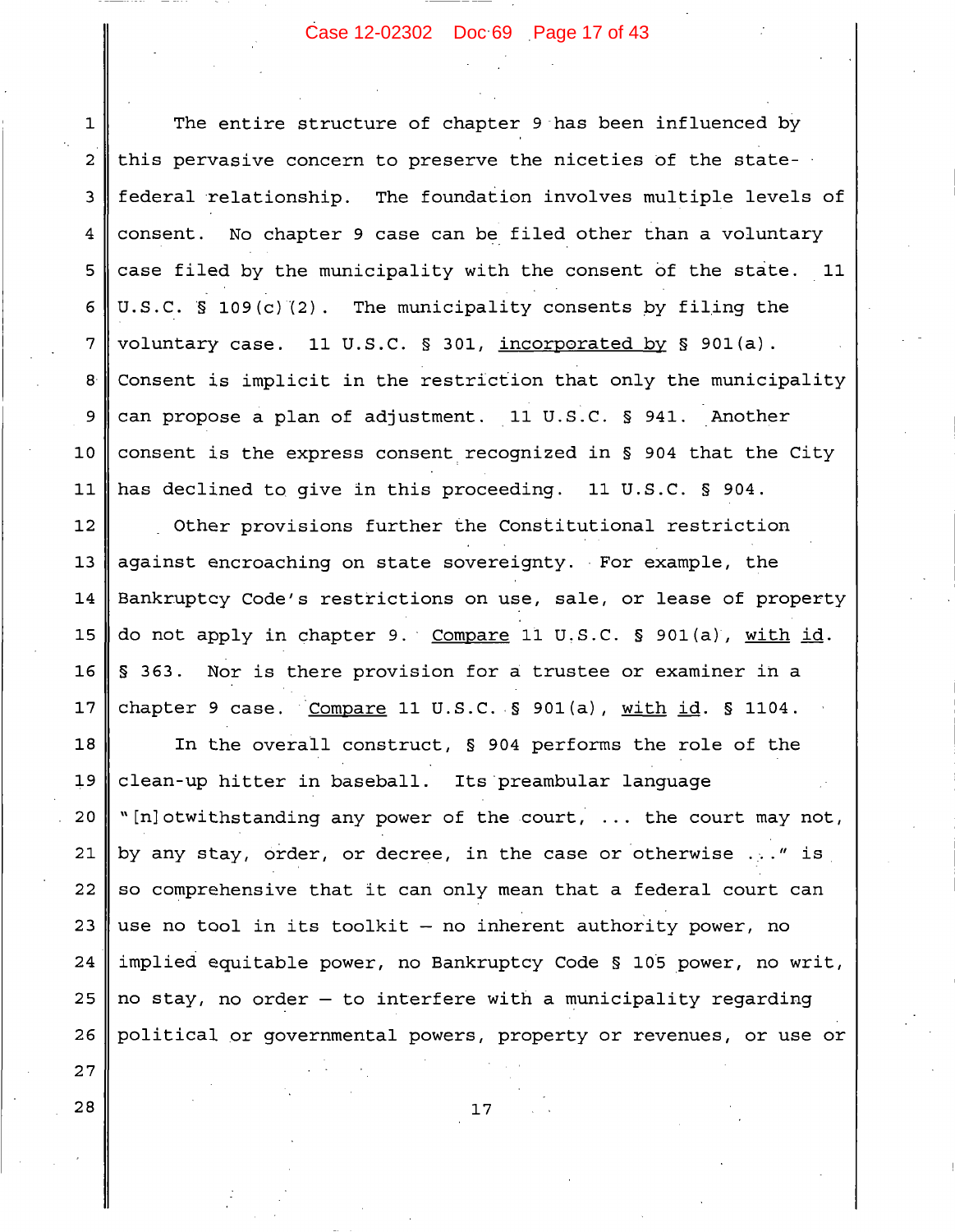The entire structure of chapter 9 has been influenced by this pervasive concern to preserve the niceties of the state-federal relationship. The foundation involves multiple levels of consent. No chapter 9 case can be filed other than a voluntary case filed by the municipality with the consent of the state. 11 U.S.C. § 109(c)(2). The municipality consents by filing the voluntary case. 11 U.S.C. § 301, incorporated by § 901(a). Consent is implicit in the restriction that only the municipality can propose a plan of adjustment. 11 U.S.C. § 941. Another consent is the express consent recognized in § 904 that the City has declined to give in this proceeding. 11 U.S.C. § 904.

Other provisions further the Constitutional restriction against encroaching on state sovereignty. For example, the Bankruptcy Code's restrictions on use, sale, or lease of property do not apply in chapter 9. Compare 11 U.S.C. § 901(a), with id. § 363. Nor is there provision for a trustee or examiner in a chapter 9 case. Compare 11 U.S.C. § 901(a), with id. § 1104.

In the overall construct, § 904 performs the role of the clean-up hitter in baseball. Its preambular language "[n]otwithstanding any power of the court, ... the court may not, by any stay, order, or decree, in the case or otherwise ..." is so comprehensive that it can only mean that a federal court can use no tool in its toolkit – no inherent authority power, no implied equitable power, no Bankruptcy Code § 105 power, no writ, no stay, no order – to interfere with a municipality regarding political or governmental powers, property or revenues, or use or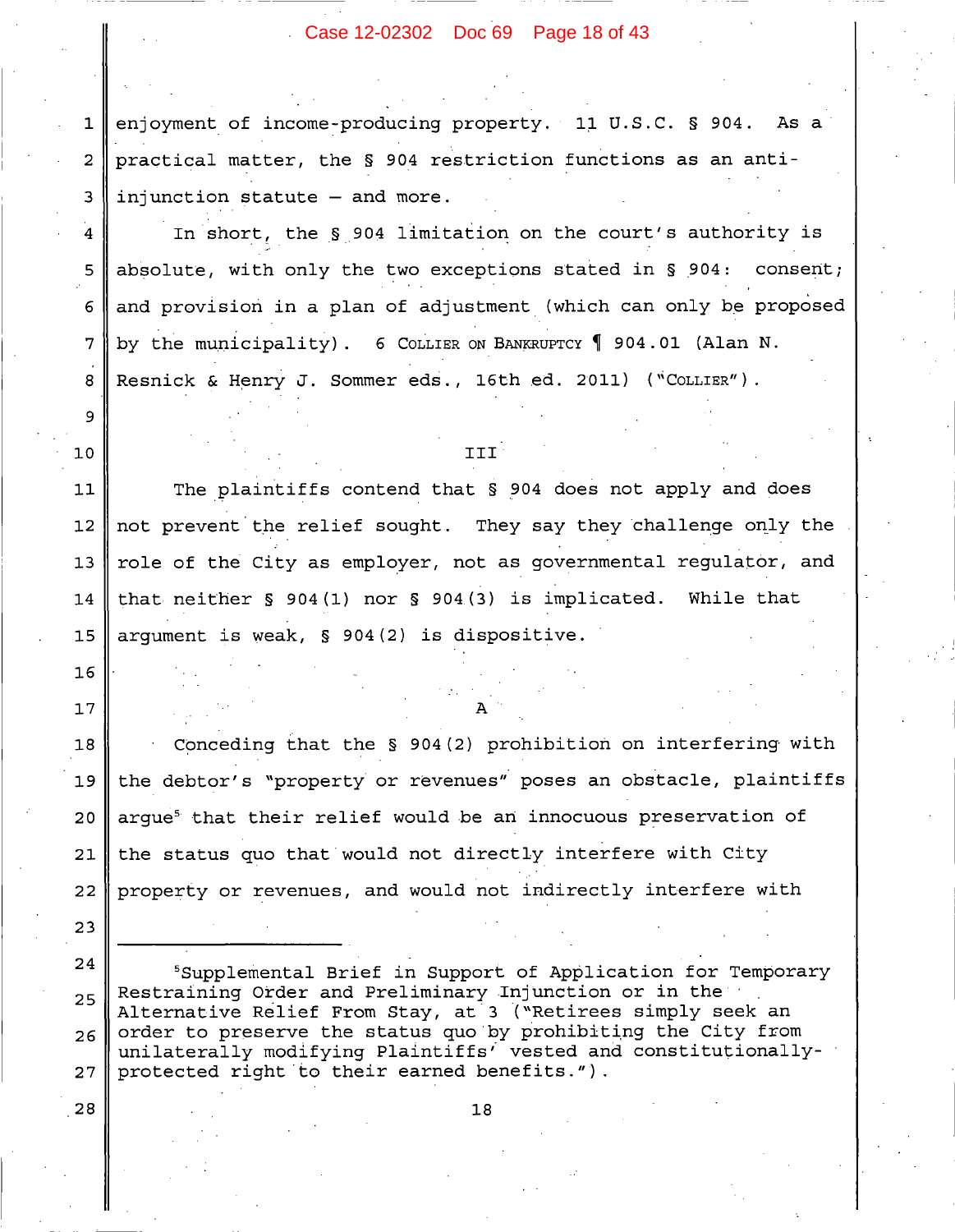enjoyment of income-producing property. 11 U.S.C. § 904. As a practical matter, the § 904 restriction functions as an anti-injunction statute – and more.

In short, the § 904 limitation on the court's authority is absolute, with only the two exceptions stated in § 904: consent; and provision in a plan of adjustment (which can only be proposed by the municipality). 6 COLLIER ON BANKRUPTCY ¶ 904.01 (Alan N. Resnick & Henry J. Sommer eds., 16th ed. 2011) ("COLLIER").

## III

The plaintiffs contend that § 904 does not apply and does not prevent the relief sought. They say they challenge only the role of the City as employer, not as governmental regulator, and that neither § 904(1) nor § 904(3) is implicated. While that argument is weak, § 904(2) is dispositive.

### A

Conceding that the § 904(2) prohibition on interfering with the debtor's "property or revenues" poses an obstacle, plaintiffs argue[5] that their relief would be an innocuous preservation of the status quo that would not directly interfere with City property or revenues, and would not indirectly interfere with

---

[5]Supplemental Brief in Support of Application for Temporary Restraining Order and Preliminary Injunction or in the Alternative Relief From Stay, at 3 ("Retirees simply seek an order to preserve the status quo by prohibiting the City from unilaterally modifying Plaintiffs' vested and constitutionally-protected right to their earned benefits.").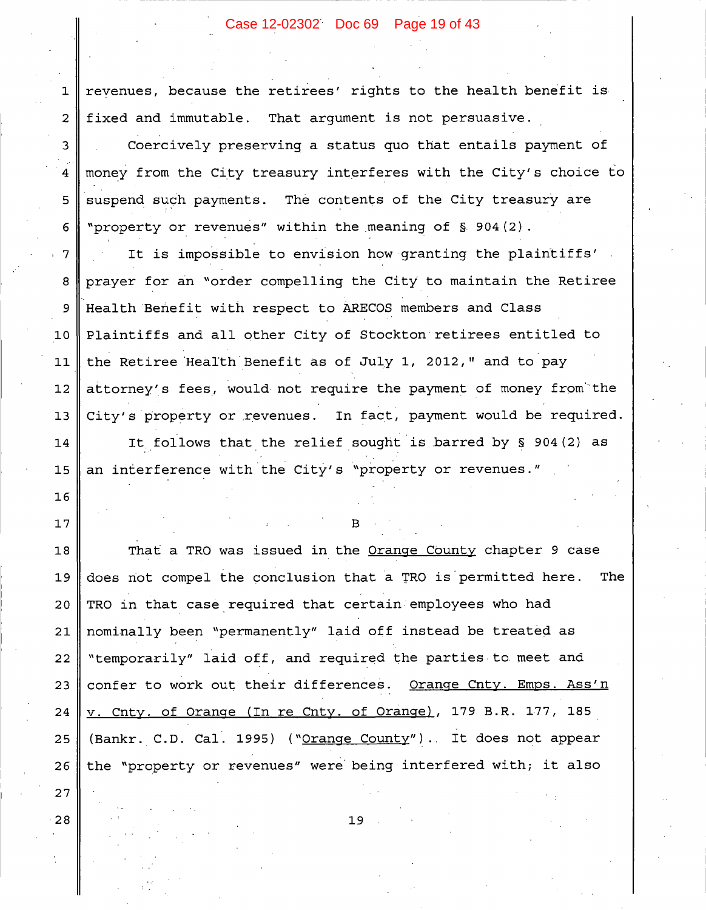revenues, because the retirees' rights to the health benefit is fixed and immutable. That argument is not persuasive.

Coercively preserving a status quo that entails payment of money from the City treasury interferes with the City's choice to suspend such payments. The contents of the City treasury are "property or revenues" within the meaning of § 904(2).

It is impossible to envision how granting the plaintiffs' prayer for an "order compelling the City to maintain the Retiree Health Benefit with respect to ARECOS members and Class Plaintiffs and all other City of Stockton retirees entitled to the Retiree Health Benefit as of July 1, 2012," and to pay attorney's fees, would not require the payment of money from the City's property or revenues. In fact, payment would be required.

It follows that the relief sought is barred by § 904(2) as an interference with the City's "property or revenues."

B

That a TRO was issued in the Orange County chapter 9 case does not compel the conclusion that a TRO is permitted here. The TRO in that case required that certain employees who had nominally been "permanently" laid off instead be treated as "temporarily" laid off, and required the parties to meet and confer to work out their differences. Orange Cnty. Emps. Ass'n v. Cnty. of Orange (In re Cnty. of Orange), 179 B.R. 177, 185 (Bankr. C.D. Cal. 1995) ("Orange County"). It does not appear the "property or revenues" were being interfered with; it also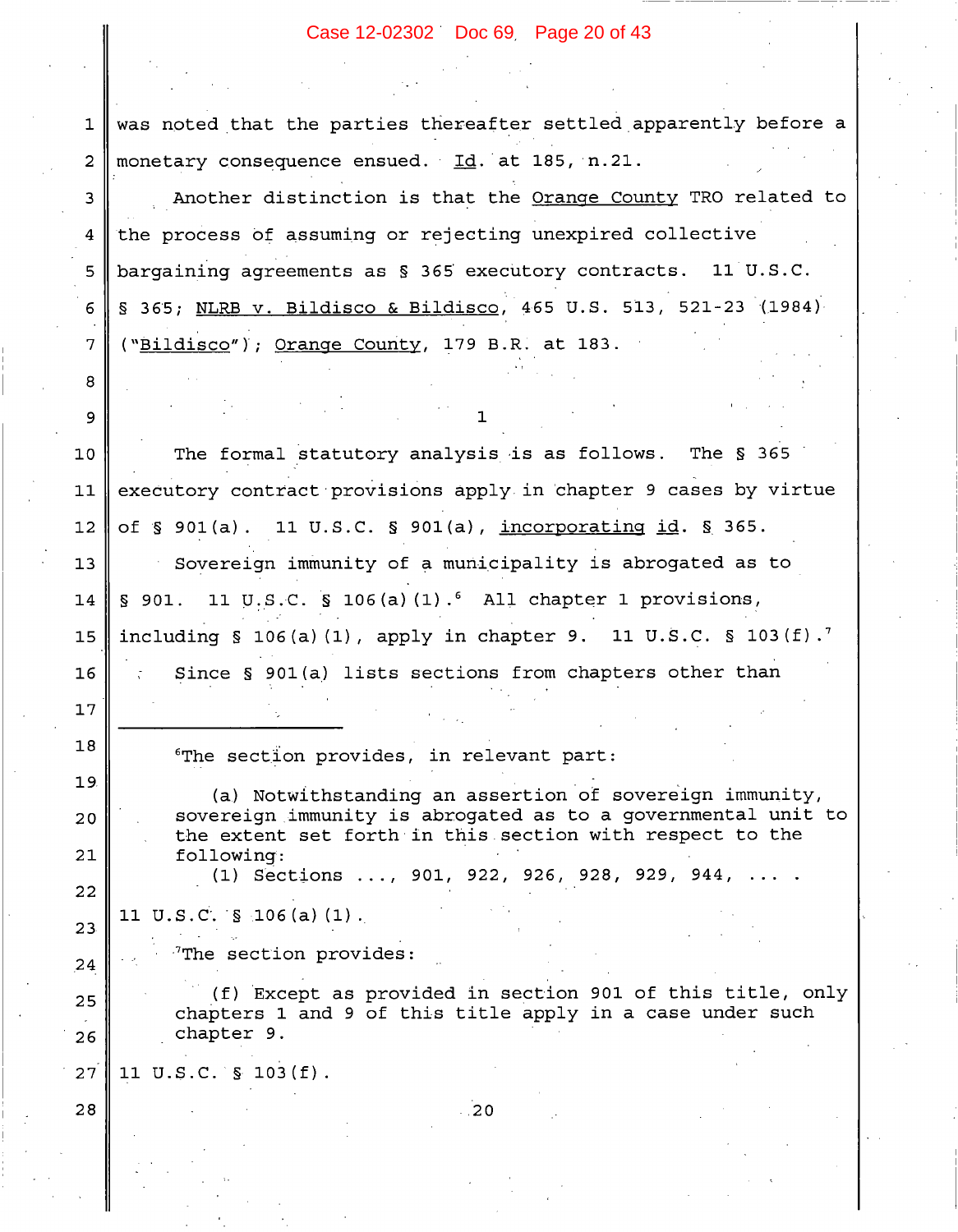was noted that the parties thereafter settled apparently before a monetary consequence ensued. Id. at 185, n.21.

Another distinction is that the Orange County TRO related to the process of assuming or rejecting unexpired collective bargaining agreements as § 365 executory contracts. 11 U.S.C. § 365; NLRB v. Bildisco & Bildisco, 465 U.S. 513, 521-23 (1984) ("Bildisco"); Orange County, 179 B.R. at 183.

1

The formal statutory analysis is as follows. The § 365 executory contract provisions apply in chapter 9 cases by virtue of § 901(a). 11 U.S.C. § 901(a), incorporating id. § 365.

Sovereign immunity of a municipality is abrogated as to § 901. 11 U.S.C. § 106(a)(1).[6] All chapter 1 provisions, including § 106(a)(1), apply in chapter 9. 11 U.S.C. § 103(f).[7]

Since § 901(a) lists sections from chapters other than

---

[6]The section provides, in relevant part:

> (a) Notwithstanding an assertion of sovereign immunity, sovereign immunity is abrogated as to a governmental unit to the extent set forth in this section with respect to the following:
> (1) Sections ..., 901, 922, 926, 928, 929, 944, ... .

11 U.S.C. § 106(a)(1).

[7]The section provides:

> (f) Except as provided in section 901 of this title, only chapters 1 and 9 of this title apply in a case under such chapter 9.

11 U.S.C. § 103(f).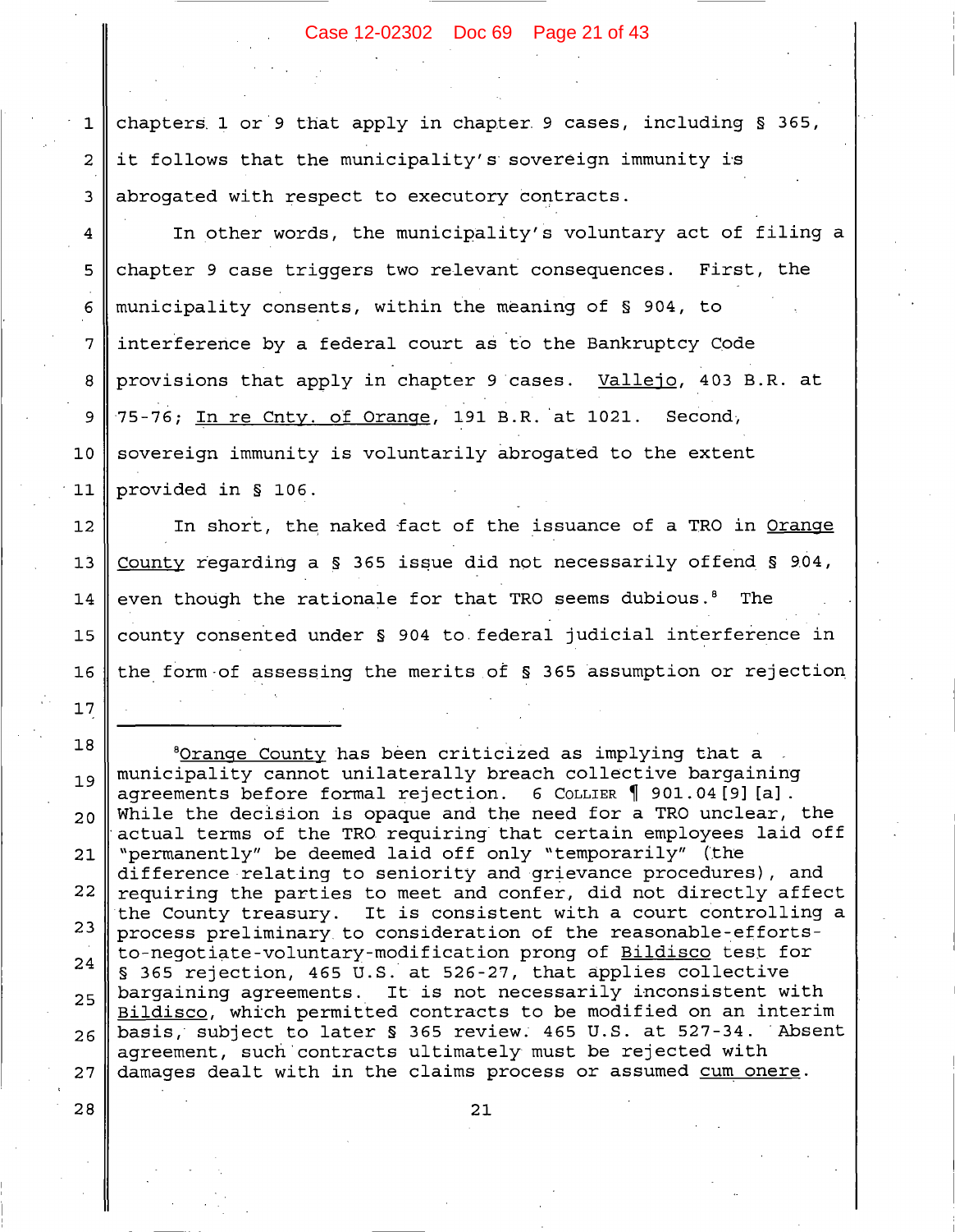chapters 1 or 9 that apply in chapter 9 cases, including § 365, it follows that the municipality's sovereign immunity is abrogated with respect to executory contracts.

In other words, the municipality's voluntary act of filing a chapter 9 case triggers two relevant consequences. First, the municipality consents, within the meaning of § 904, to interference by a federal court as to the Bankruptcy Code provisions that apply in chapter 9 cases. Vallejo, 403 B.R. at 75-76; In re Cnty. of Orange, 191 B.R. at 1021. Second, sovereign immunity is voluntarily abrogated to the extent provided in § 106.

In short, the naked fact of the issuance of a TRO in Orange County regarding a § 365 issue did not necessarily offend § 904, even though the rationale for that TRO seems dubious.[8] The county consented under § 904 to federal judicial interference in the form of assessing the merits of § 365 assumption or rejection

---

[8] Orange County has been criticized as implying that a municipality cannot unilaterally breach collective bargaining agreements before formal rejection. 6 COLLIER ¶ 901.04[9][a]. While the decision is opaque and the need for a TRO unclear, the actual terms of the TRO requiring that certain employees laid off "permanently" be deemed laid off only "temporarily" (the difference relating to seniority and grievance procedures), and requiring the parties to meet and confer, did not directly affect the County treasury. It is consistent with a court controlling a process preliminary to consideration of the reasonable-efforts-to-negotiate-voluntary-modification prong of Bildisco test for § 365 rejection, 465 U.S. at 526-27, that applies collective bargaining agreements. It is not necessarily inconsistent with Bildisco, which permitted contracts to be modified on an interim basis, subject to later § 365 review. 465 U.S. at 527-34. Absent agreement, such contracts ultimately must be rejected with damages dealt with in the claims process or assumed cum onere.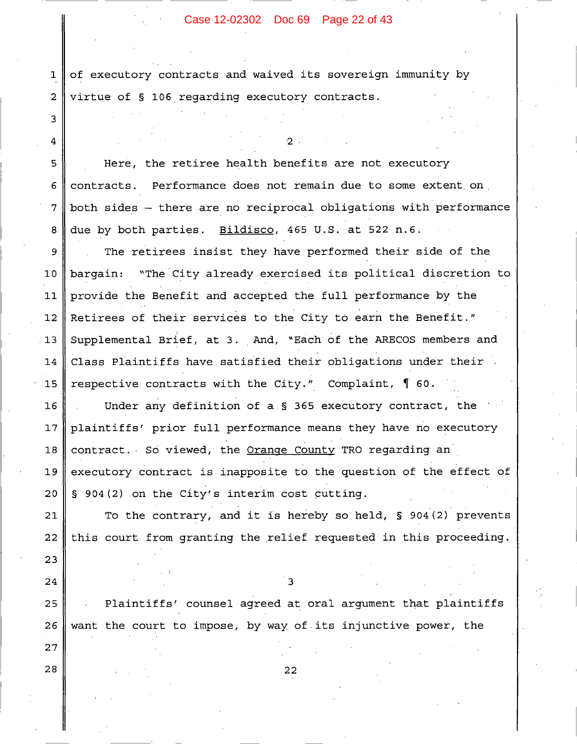of executory contracts and waived its sovereign immunity by virtue of § 106 regarding executory contracts.

2

Here, the retiree health benefits are not executory contracts. Performance does not remain due to some extent on both sides – there are no reciprocal obligations with performance due by both parties. Bildisco, 465 U.S. at 522 n.6.

The retirees insist they have performed their side of the bargain: "The City already exercised its political discretion to provide the Benefit and accepted the full performance by the Retirees of their services to the City to earn the Benefit." Supplemental Brief, at 3. And, "Each of the ARECOS members and Class Plaintiffs have satisfied their obligations under their respective contracts with the City." Complaint, ¶ 60.

Under any definition of a § 365 executory contract, the plaintiffs' prior full performance means they have no executory contract. So viewed, the Orange County TRO regarding an executory contract is inapposite to the question of the effect of § 904(2) on the City's interim cost cutting.

To the contrary, and it is hereby so held, § 904(2) prevents this court from granting the relief requested in this proceeding.

3

Plaintiffs' counsel agreed at oral argument that plaintiffs want the court to impose, by way of its injunctive power, the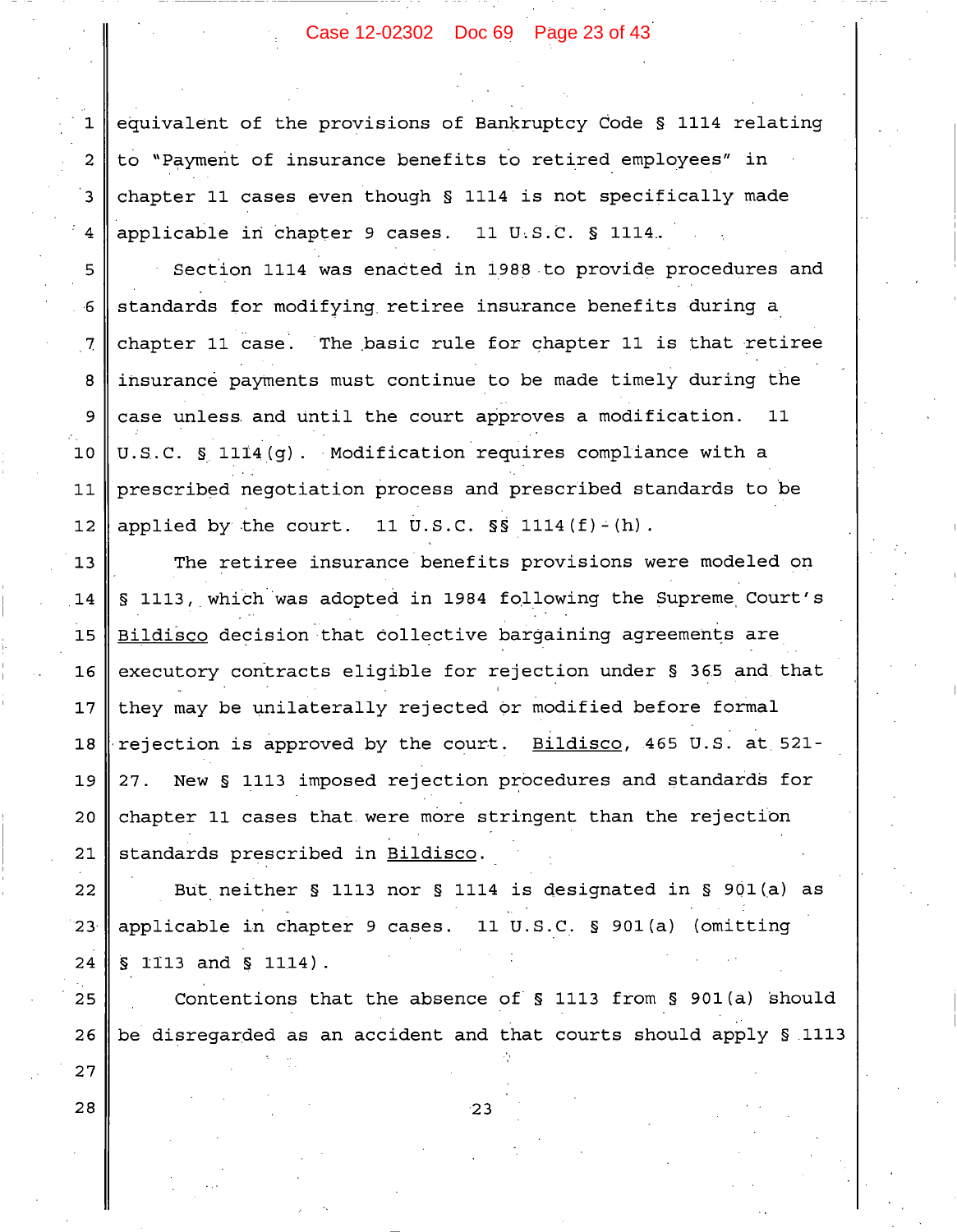equivalent of the provisions of Bankruptcy Code § 1114 relating to "Payment of insurance benefits to retired employees" in chapter 11 cases even though § 1114 is not specifically made applicable in chapter 9 cases. 11 U.S.C. § 1114.

Section 1114 was enacted in 1988 to provide procedures and standards for modifying retiree insurance benefits during a chapter 11 case. The basic rule for chapter 11 is that retiree insurance payments must continue to be made timely during the case unless and until the court approves a modification. 11 U.S.C. § 1114(g). Modification requires compliance with a prescribed negotiation process and prescribed standards to be applied by the court. 11 U.S.C. §§ 1114(f)-(h).

The retiree insurance benefits provisions were modeled on § 1113, which was adopted in 1984 following the Supreme Court's Bildisco decision that collective bargaining agreements are executory contracts eligible for rejection under § 365 and that they may be unilaterally rejected or modified before formal rejection is approved by the court. Bildisco, 465 U.S. at 521-27. New § 1113 imposed rejection procedures and standards for chapter 11 cases that were more stringent than the rejection standards prescribed in Bildisco.

But neither § 1113 nor § 1114 is designated in § 901(a) as applicable in chapter 9 cases. 11 U.S.C. § 901(a) (omitting § 1113 and § 1114).

Contentions that the absence of § 1113 from § 901(a) should be disregarded as an accident and that courts should apply § 1113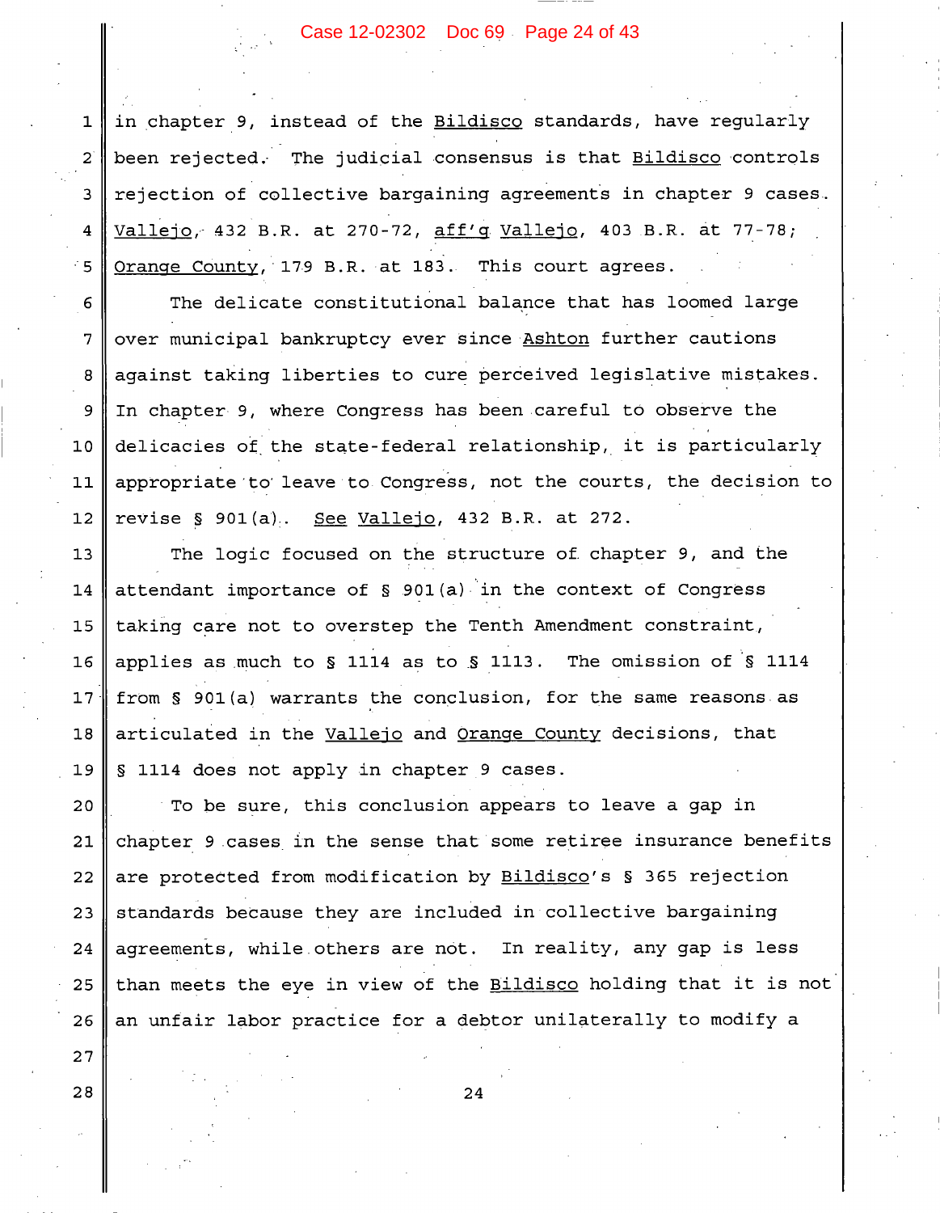in chapter 9, instead of the Bildisco standards, have regularly been rejected. The judicial consensus is that Bildisco controls rejection of collective bargaining agreements in chapter 9 cases. Vallejo, 432 B.R. at 270-72, aff'g Vallejo, 403 B.R. at 77-78; Orange County, 179 B.R. at 183. This court agrees.

The delicate constitutional balance that has loomed large over municipal bankruptcy ever since Ashton further cautions against taking liberties to cure perceived legislative mistakes. In chapter 9, where Congress has been careful to observe the delicacies of the state-federal relationship, it is particularly appropriate to leave to Congress, not the courts, the decision to revise § 901(a). See Vallejo, 432 B.R. at 272.

The logic focused on the structure of chapter 9, and the attendant importance of § 901(a) in the context of Congress taking care not to overstep the Tenth Amendment constraint, applies as much to § 1114 as to § 1113. The omission of § 1114 from § 901(a) warrants the conclusion, for the same reasons as articulated in the Vallejo and Orange County decisions, that § 1114 does not apply in chapter 9 cases.

To be sure, this conclusion appears to leave a gap in chapter 9 cases in the sense that some retiree insurance benefits are protected from modification by Bildisco's § 365 rejection standards because they are included in collective bargaining agreements, while others are not. In reality, any gap is less than meets the eye in view of the Bildisco holding that it is not an unfair labor practice for a debtor unilaterally to modify a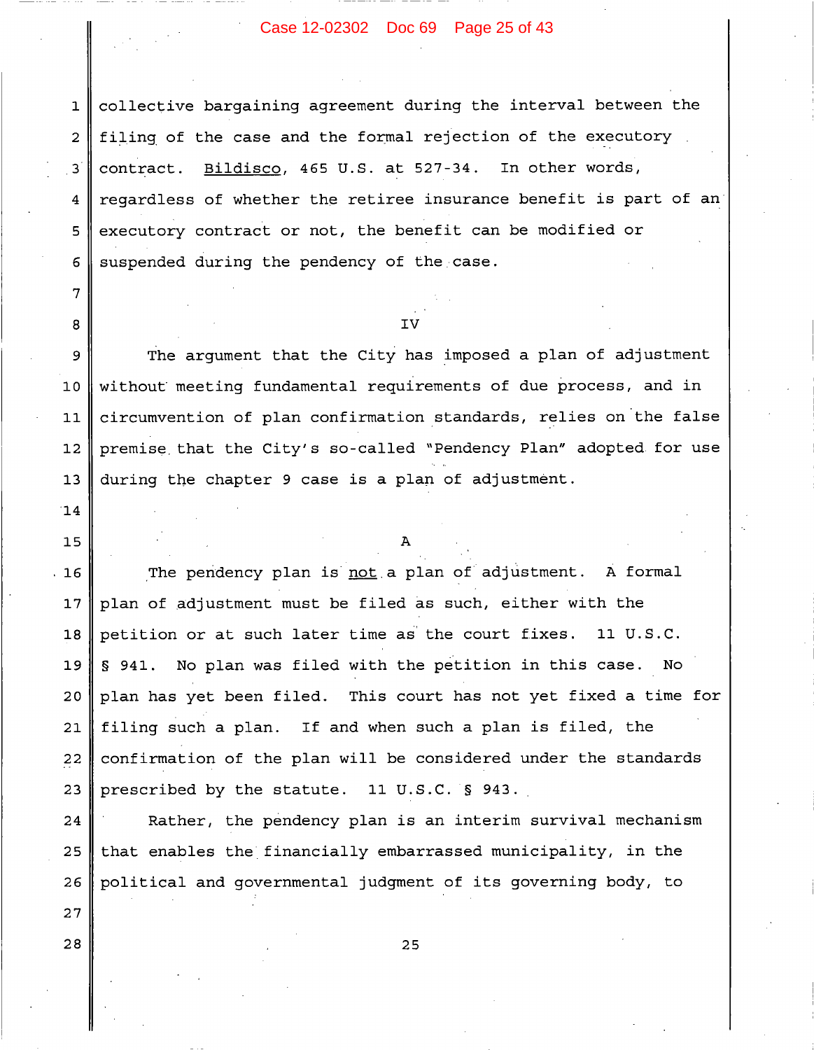collective bargaining agreement during the interval between the filing of the case and the formal rejection of the executory contract. Bildisco, 465 U.S. at 527-34. In other words, regardless of whether the retiree insurance benefit is part of an executory contract or not, the benefit can be modified or suspended during the pendency of the case.

## IV

The argument that the City has imposed a plan of adjustment without meeting fundamental requirements of due process, and in circumvention of plan confirmation standards, relies on the false premise that the City's so-called "Pendency Plan" adopted for use during the chapter 9 case is a plan of adjustment.

### A

The pendency plan is not a plan of adjustment. A formal plan of adjustment must be filed as such, either with the petition or at such later time as the court fixes. 11 U.S.C. § 941. No plan was filed with the petition in this case. No plan has yet been filed. This court has not yet fixed a time for filing such a plan. If and when such a plan is filed, the confirmation of the plan will be considered under the standards prescribed by the statute. 11 U.S.C. § 943.

Rather, the pendency plan is an interim survival mechanism that enables the financially embarrassed municipality, in the political and governmental judgment of its governing body, to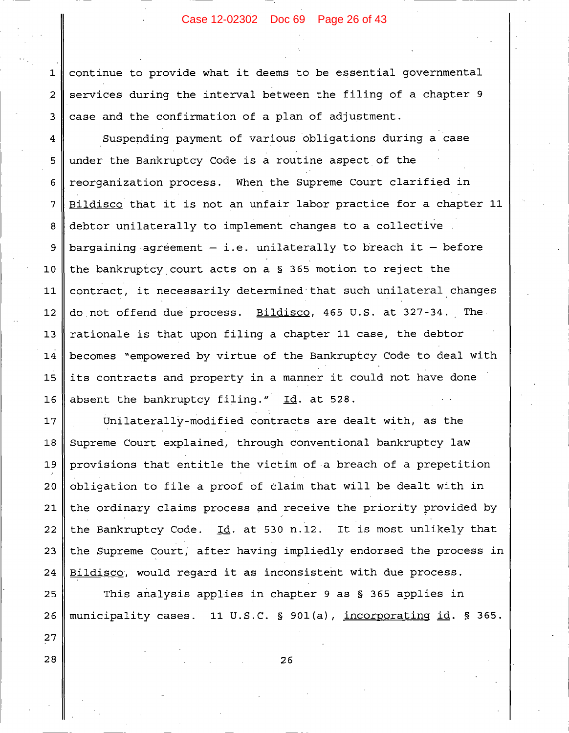continue to provide what it deems to be essential governmental services during the interval between the filing of a chapter 9 case and the confirmation of a plan of adjustment.

Suspending payment of various obligations during a case under the Bankruptcy Code is a routine aspect of the reorganization process. When the Supreme Court clarified in Bildisco that it is not an unfair labor practice for a chapter 11 debtor unilaterally to implement changes to a collective bargaining agreement – i.e. unilaterally to breach it – before the bankruptcy court acts on a § 365 motion to reject the contract, it necessarily determined that such unilateral changes do not offend due process. Bildisco, 465 U.S. at 327-34. The rationale is that upon filing a chapter 11 case, the debtor becomes "empowered by virtue of the Bankruptcy Code to deal with its contracts and property in a manner it could not have done absent the bankruptcy filing." Id. at 528.

Unilaterally-modified contracts are dealt with, as the Supreme Court explained, through conventional bankruptcy law provisions that entitle the victim of a breach of a prepetition obligation to file a proof of claim that will be dealt with in the ordinary claims process and receive the priority provided by the Bankruptcy Code. Id. at 530 n.12. It is most unlikely that the Supreme Court, after having impliedly endorsed the process in Bildisco, would regard it as inconsistent with due process.

This analysis applies in chapter 9 as § 365 applies in municipality cases. 11 U.S.C. § 901(a), incorporating id. § 365.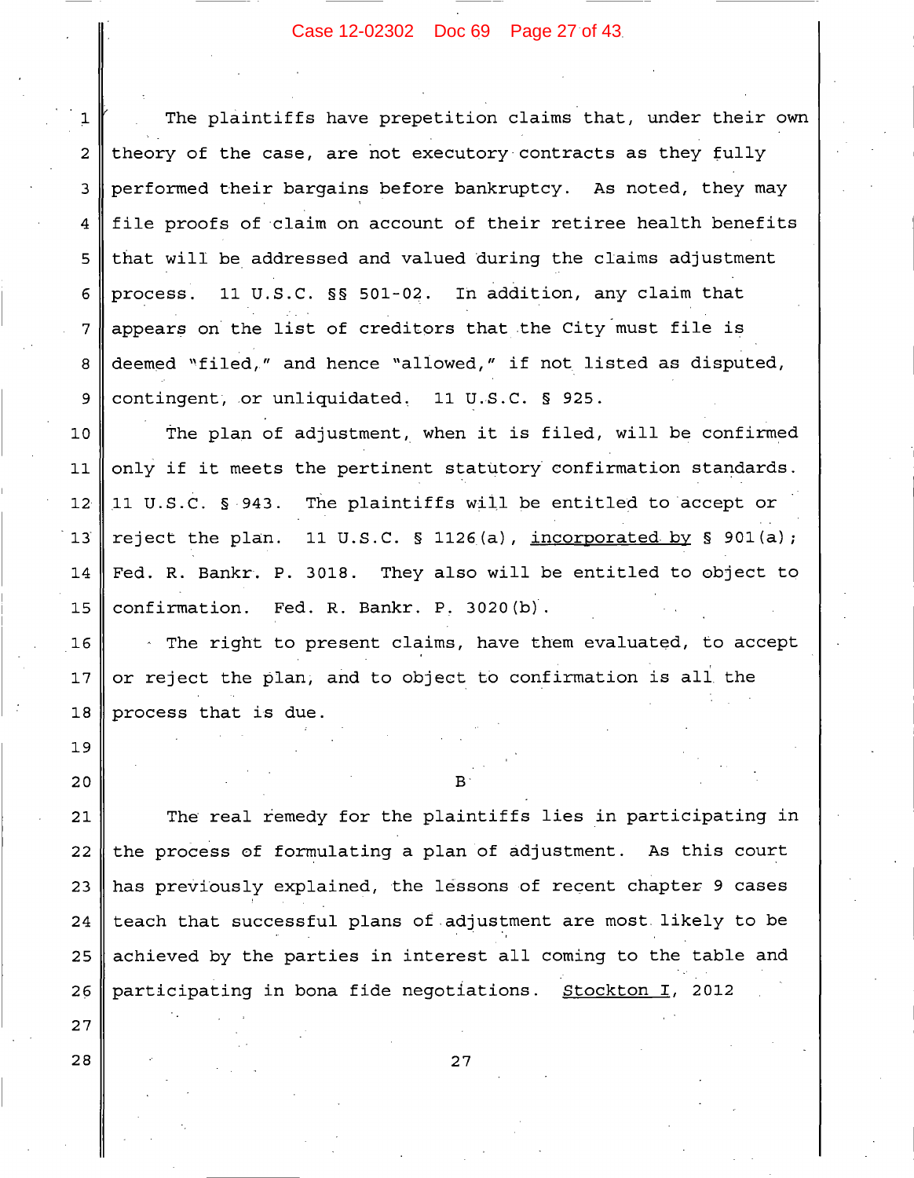The plaintiffs have prepetition claims that, under their own theory of the case, are not executory contracts as they fully performed their bargains before bankruptcy. As noted, they may file proofs of claim on account of their retiree health benefits that will be addressed and valued during the claims adjustment process. 11 U.S.C. §§ 501-02. In addition, any claim that appears on the list of creditors that the City must file is deemed "filed," and hence "allowed," if not listed as disputed, contingent, or unliquidated. 11 U.S.C. § 925.

The plan of adjustment, when it is filed, will be confirmed only if it meets the pertinent statutory confirmation standards. 11 U.S.C. § 943. The plaintiffs will be entitled to accept or reject the plan. 11 U.S.C. § 1126(a), incorporated by § 901(a); Fed. R. Bankr. P. 3018. They also will be entitled to object to confirmation. Fed. R. Bankr. P. 3020(b).

The right to present claims, have them evaluated, to accept or reject the plan, and to object to confirmation is all the process that is due.

B

The real remedy for the plaintiffs lies in participating in the process of formulating a plan of adjustment. As this court has previously explained, the lessons of recent chapter 9 cases teach that successful plans of adjustment are most likely to be achieved by the parties in interest all coming to the table and participating in bona fide negotiations. Stockton I, 2012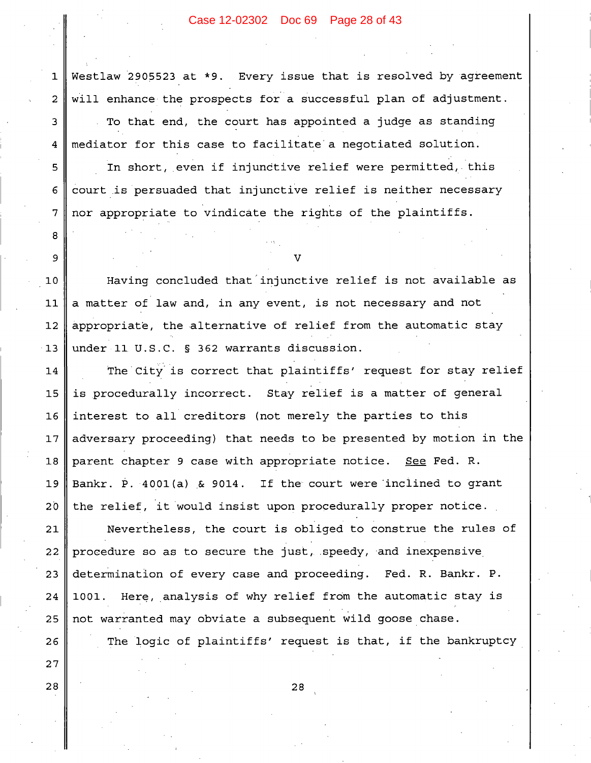Westlaw 2905523 at *9. Every issue that is resolved by agreement will enhance the prospects for a successful plan of adjustment.

To that end, the court has appointed a judge as standing mediator for this case to facilitate a negotiated solution.

In short, even if injunctive relief were permitted, this court is persuaded that injunctive relief is neither necessary nor appropriate to vindicate the rights of the plaintiffs.

## V

Having concluded that injunctive relief is not available as a matter of law and, in any event, is not necessary and not appropriate, the alternative of relief from the automatic stay under 11 U.S.C. § 362 warrants discussion.

The City is correct that plaintiffs' request for stay relief is procedurally incorrect. Stay relief is a matter of general interest to all creditors (not merely the parties to this adversary proceeding) that needs to be presented by motion in the parent chapter 9 case with appropriate notice. <u>See</u> Fed. R. Bankr. P. 4001(a) & 9014. If the court were inclined to grant the relief, it would insist upon procedurally proper notice.

Nevertheless, the court is obliged to construe the rules of procedure so as to secure the just, speedy, and inexpensive determination of every case and proceeding. Fed. R. Bankr. P. 1001. Here, analysis of why relief from the automatic stay is not warranted may obviate a subsequent wild goose chase.

The logic of plaintiffs' request is that, if the bankruptcy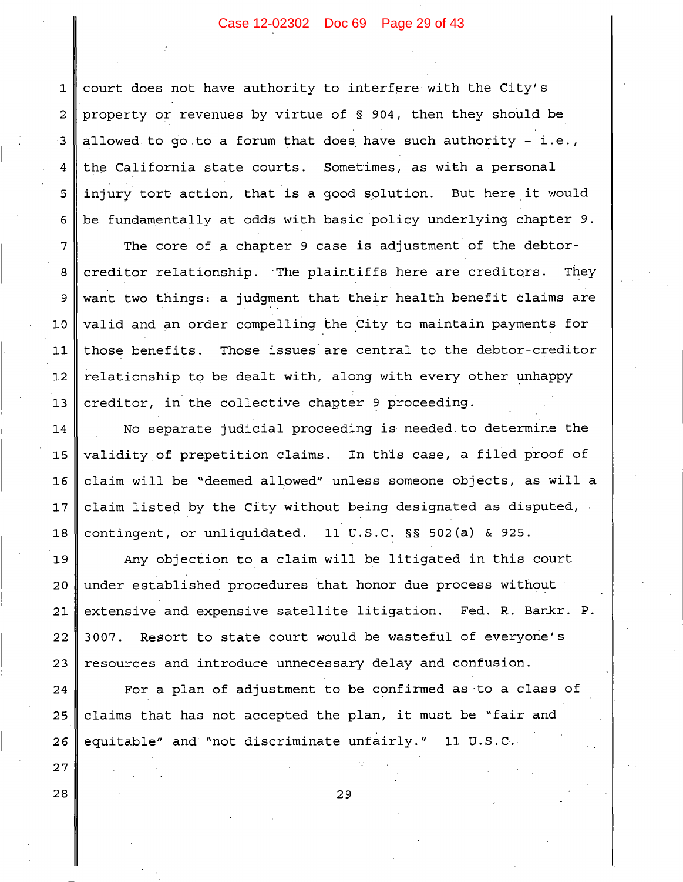court does not have authority to interfere with the City's property or revenues by virtue of § 904, then they should be allowed to go to a forum that does have such authority – i.e., the California state courts. Sometimes, as with a personal injury tort action, that is a good solution. But here it would be fundamentally at odds with basic policy underlying chapter 9.

The core of a chapter 9 case is adjustment of the debtor-creditor relationship. The plaintiffs here are creditors. They want two things: a judgment that their health benefit claims are valid and an order compelling the City to maintain payments for those benefits. Those issues are central to the debtor-creditor relationship to be dealt with, along with every other unhappy creditor, in the collective chapter 9 proceeding.

No separate judicial proceeding is needed to determine the validity of prepetition claims. In this case, a filed proof of claim will be "deemed allowed" unless someone objects, as will a claim listed by the City without being designated as disputed, contingent, or unliquidated. 11 U.S.C. §§ 502(a) & 925.

Any objection to a claim will be litigated in this court under established procedures that honor due process without extensive and expensive satellite litigation. Fed. R. Bankr. P. 3007. Resort to state court would be wasteful of everyone's resources and introduce unnecessary delay and confusion.

For a plan of adjustment to be confirmed as to a class of claims that has not accepted the plan, it must be "fair and equitable" and "not discriminate unfairly." 11 U.S.C.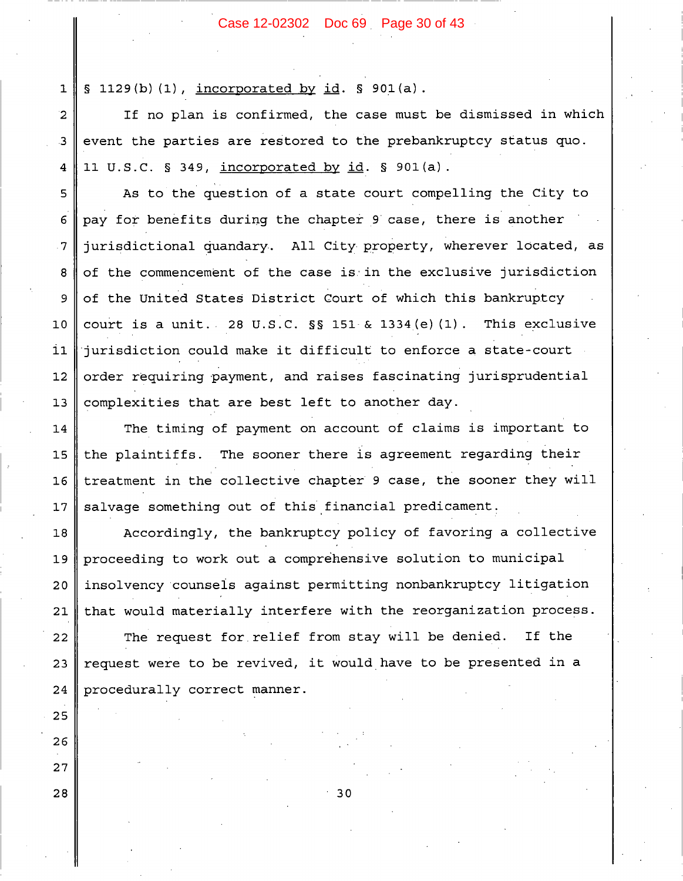§ 1129(b)(1), <u>incorporated by</u> <u>id</u>. § 901(a).

If no plan is confirmed, the case must be dismissed in which event the parties are restored to the prebankruptcy status quo. 11 U.S.C. § 349, <u>incorporated by</u> <u>id</u>. § 901(a).

As to the question of a state court compelling the City to pay for benefits during the chapter 9 case, there is another jurisdictional quandary. All City property, wherever located, as of the commencement of the case is in the exclusive jurisdiction of the United States District Court of which this bankruptcy court is a unit. 28 U.S.C. §§ 151 & 1334(e)(1). This exclusive jurisdiction could make it difficult to enforce a state-court order requiring payment, and raises fascinating jurisprudential complexities that are best left to another day.

The timing of payment on account of claims is important to the plaintiffs. The sooner there is agreement regarding their treatment in the collective chapter 9 case, the sooner they will salvage something out of this financial predicament.

Accordingly, the bankruptcy policy of favoring a collective proceeding to work out a comprehensive solution to municipal insolvency counsels against permitting nonbankruptcy litigation that would materially interfere with the reorganization process.

The request for relief from stay will be denied. If the request were to be revived, it would have to be presented in a procedurally correct manner.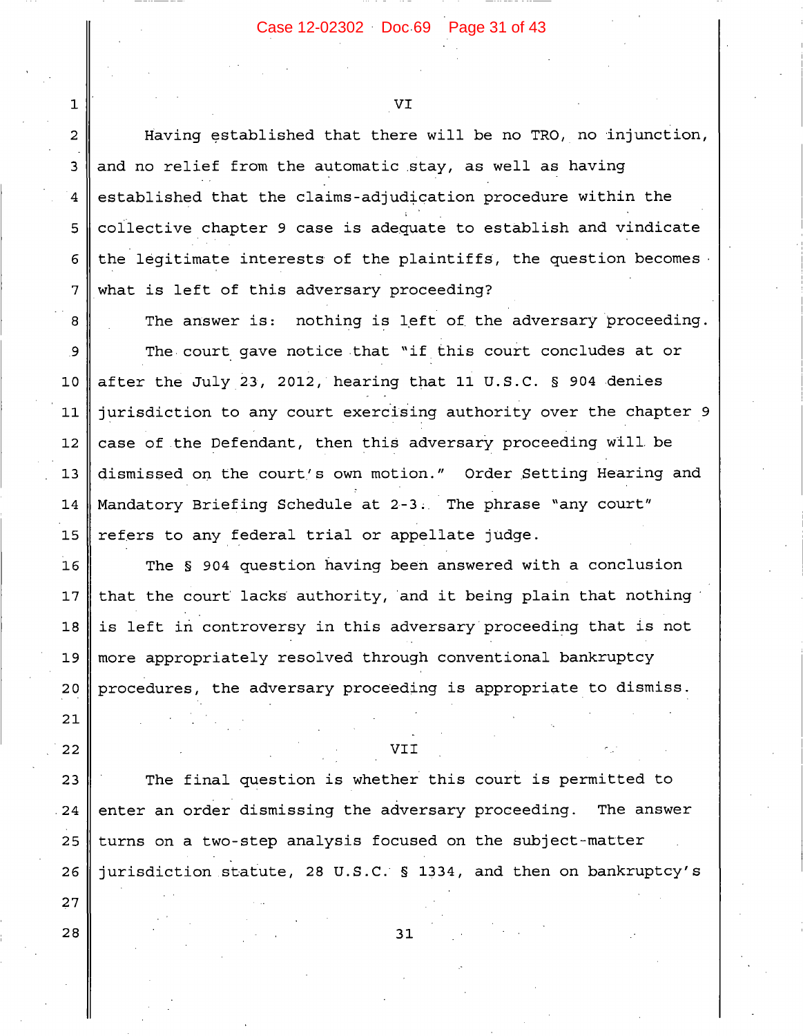VI

Having established that there will be no TRO, no injunction, and no relief from the automatic stay, as well as having established that the claims-adjudication procedure within the collective chapter 9 case is adequate to establish and vindicate the legitimate interests of the plaintiffs, the question becomes what is left of this adversary proceeding?

The answer is: nothing is left of the adversary proceeding.

The court gave notice that "if this court concludes at or after the July 23, 2012, hearing that 11 U.S.C. § 904 denies jurisdiction to any court exercising authority over the chapter 9 case of the Defendant, then this adversary proceeding will be dismissed on the court's own motion." Order Setting Hearing and Mandatory Briefing Schedule at 2-3. The phrase "any court" refers to any federal trial or appellate judge.

The § 904 question having been answered with a conclusion that the court lacks authority, and it being plain that nothing is left in controversy in this adversary proceeding that is not more appropriately resolved through conventional bankruptcy procedures, the adversary proceeding is appropriate to dismiss.

VII

The final question is whether this court is permitted to enter an order dismissing the adversary proceeding. The answer turns on a two-step analysis focused on the subject-matter jurisdiction statute, 28 U.S.C. § 1334, and then on bankruptcy's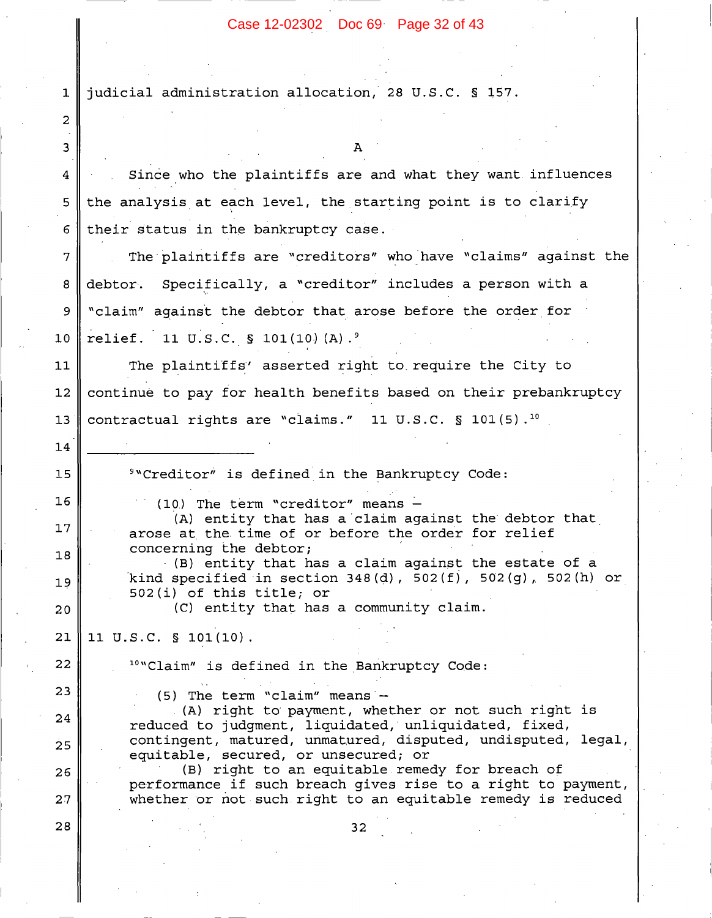judicial administration allocation, 28 U.S.C. § 157.

A

Since who the plaintiffs are and what they want influences the analysis at each level, the starting point is to clarify their status in the bankruptcy case.

The plaintiffs are "creditors" who have "claims" against the debtor. Specifically, a "creditor" includes a person with a "claim" against the debtor that arose before the order for relief. 11 U.S.C. § 101(10)(A).[9]

The plaintiffs' asserted right to require the City to continue to pay for health benefits based on their prebankruptcy contractual rights are "claims." 11 U.S.C. § 101(5).[10]

---

[9] "Creditor" is defined in the Bankruptcy Code:

> (10) The term "creditor" means –
> (A) entity that has a claim against the debtor that arose at the time of or before the order for relief concerning the debtor;
> (B) entity that has a claim against the estate of a kind specified in section 348(d), 502(f), 502(g), 502(h) or 502(i) of this title; or
> (C) entity that has a community claim.

11 U.S.C. § 101(10).

[10] "Claim" is defined in the Bankruptcy Code:

> (5) The term "claim" means –
> (A) right to payment, whether or not such right is reduced to judgment, liquidated, unliquidated, fixed, contingent, matured, unmatured, disputed, undisputed, legal, equitable, secured, or unsecured; or
> (B) right to an equitable remedy for breach of performance if such breach gives rise to a right to payment, whether or not such right to an equitable remedy is reduced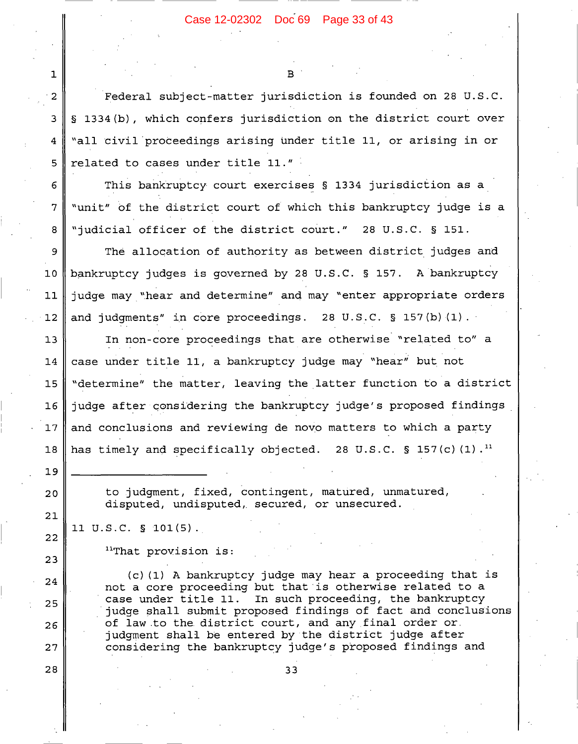B

Federal subject-matter jurisdiction is founded on 28 U.S.C. § 1334(b), which confers jurisdiction on the district court over "all civil proceedings arising under title 11, or arising in or related to cases under title 11."

This bankruptcy court exercises § 1334 jurisdiction as a "unit" of the district court of which this bankruptcy judge is a "judicial officer of the district court." 28 U.S.C. § 151.

The allocation of authority as between district judges and bankruptcy judges is governed by 28 U.S.C. § 157. A bankruptcy judge may "hear and determine" and may "enter appropriate orders and judgments" in core proceedings. 28 U.S.C. § 157(b)(1).

In non-core proceedings that are otherwise "related to" a case under title 11, a bankruptcy judge may "hear" but not "determine" the matter, leaving the latter function to a district judge after considering the bankruptcy judge's proposed findings and conclusions and reviewing de novo matters to which a party has timely and specifically objected. 28 U.S.C. § 157(c)(1).[11]

---

> to judgment, fixed, contingent, matured, unmatured, disputed, undisputed, secured, or unsecured.

11 U.S.C. § 101(5).

[11]That provision is:

> (c)(1) A bankruptcy judge may hear a proceeding that is not a core proceeding but that is otherwise related to a case under title 11. In such proceeding, the bankruptcy judge shall submit proposed findings of fact and conclusions of law to the district court, and any final order or judgment shall be entered by the district judge after considering the bankruptcy judge's proposed findings and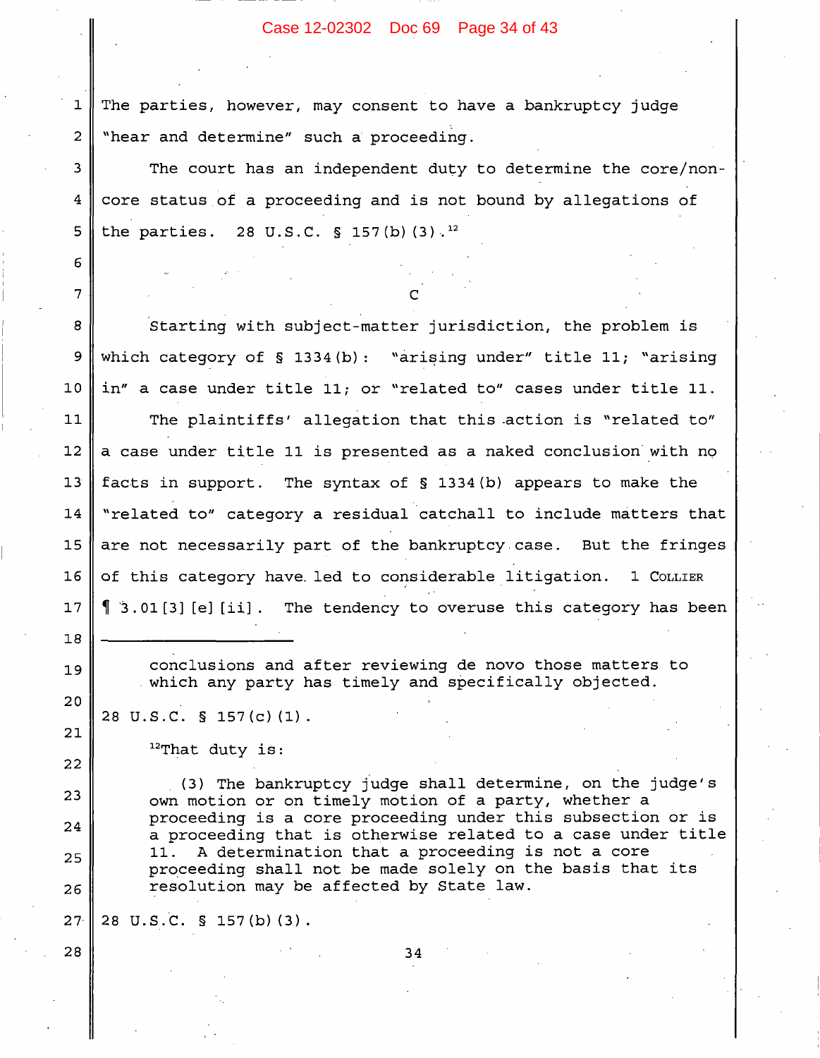The parties, however, may consent to have a bankruptcy judge "hear and determine" such a proceeding.

The court has an independent duty to determine the core/non-core status of a proceeding and is not bound by allegations of the parties. 28 U.S.C. § 157(b)(3).[12]

C

Starting with subject-matter jurisdiction, the problem is which category of § 1334(b): "arising under" title 11; "arising in" a case under title 11; or "related to" cases under title 11.

The plaintiffs' allegation that this action is "related to" a case under title 11 is presented as a naked conclusion with no facts in support. The syntax of § 1334(b) appears to make the "related to" category a residual catchall to include matters that are not necessarily part of the bankruptcy case. But the fringes of this category have led to considerable litigation. 1 COLLIER ¶ 3.01[3][e][ii]. The tendency to overuse this category has been

---

> conclusions and after reviewing de novo those matters to which any party has timely and specifically objected.

28 U.S.C. § 157(c)(1).

[12]That duty is:

> (3) The bankruptcy judge shall determine, on the judge's own motion or on timely motion of a party, whether a proceeding is a core proceeding under this subsection or is a proceeding that is otherwise related to a case under title 11. A determination that a proceeding is not a core proceeding shall not be made solely on the basis that its resolution may be affected by State law.

28 U.S.C. § 157(b)(3).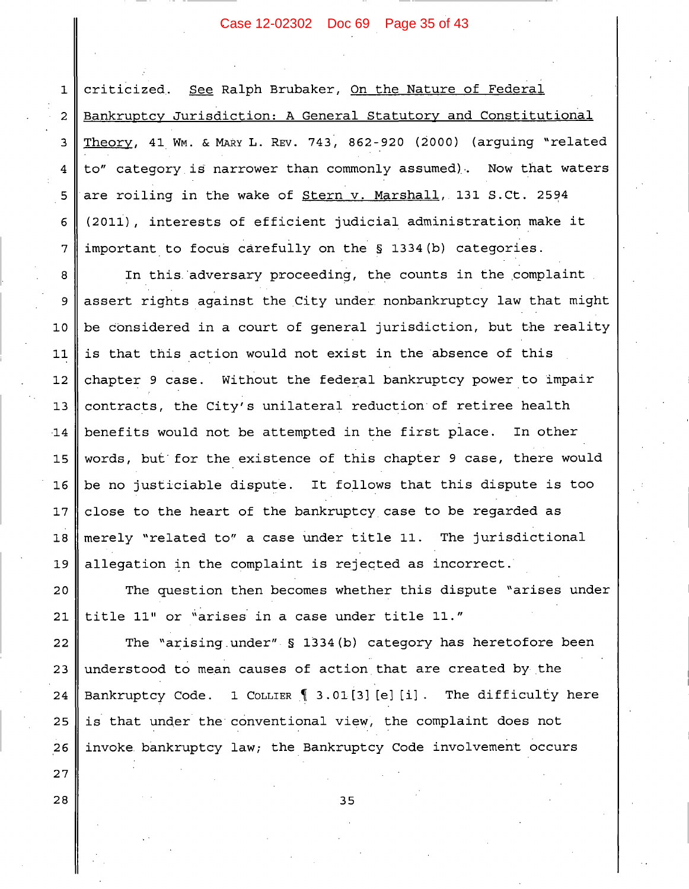criticized. See Ralph Brubaker, On the Nature of Federal Bankruptcy Jurisdiction: A General Statutory and Constitutional Theory, 41 WM. & MARY L. REV. 743, 862-920 (2000) (arguing "related to" category is narrower than commonly assumed). Now that waters are roiling in the wake of Stern v. Marshall, 131 S.Ct. 2594 (2011), interests of efficient judicial administration make it important to focus carefully on the § 1334(b) categories.

In this adversary proceeding, the counts in the complaint assert rights against the City under nonbankruptcy law that might be considered in a court of general jurisdiction, but the reality is that this action would not exist in the absence of this chapter 9 case. Without the federal bankruptcy power to impair contracts, the City's unilateral reduction of retiree health benefits would not be attempted in the first place. In other words, but for the existence of this chapter 9 case, there would be no justiciable dispute. It follows that this dispute is too close to the heart of the bankruptcy case to be regarded as merely "related to" a case under title 11. The jurisdictional allegation in the complaint is rejected as incorrect.

The question then becomes whether this dispute "arises under title 11" or "arises in a case under title 11."

The "arising under" § 1334(b) category has heretofore been understood to mean causes of action that are created by the Bankruptcy Code. 1 COLLIER ¶ 3.01[3][e][i]. The difficulty here is that under the conventional view, the complaint does not invoke bankruptcy law; the Bankruptcy Code involvement occurs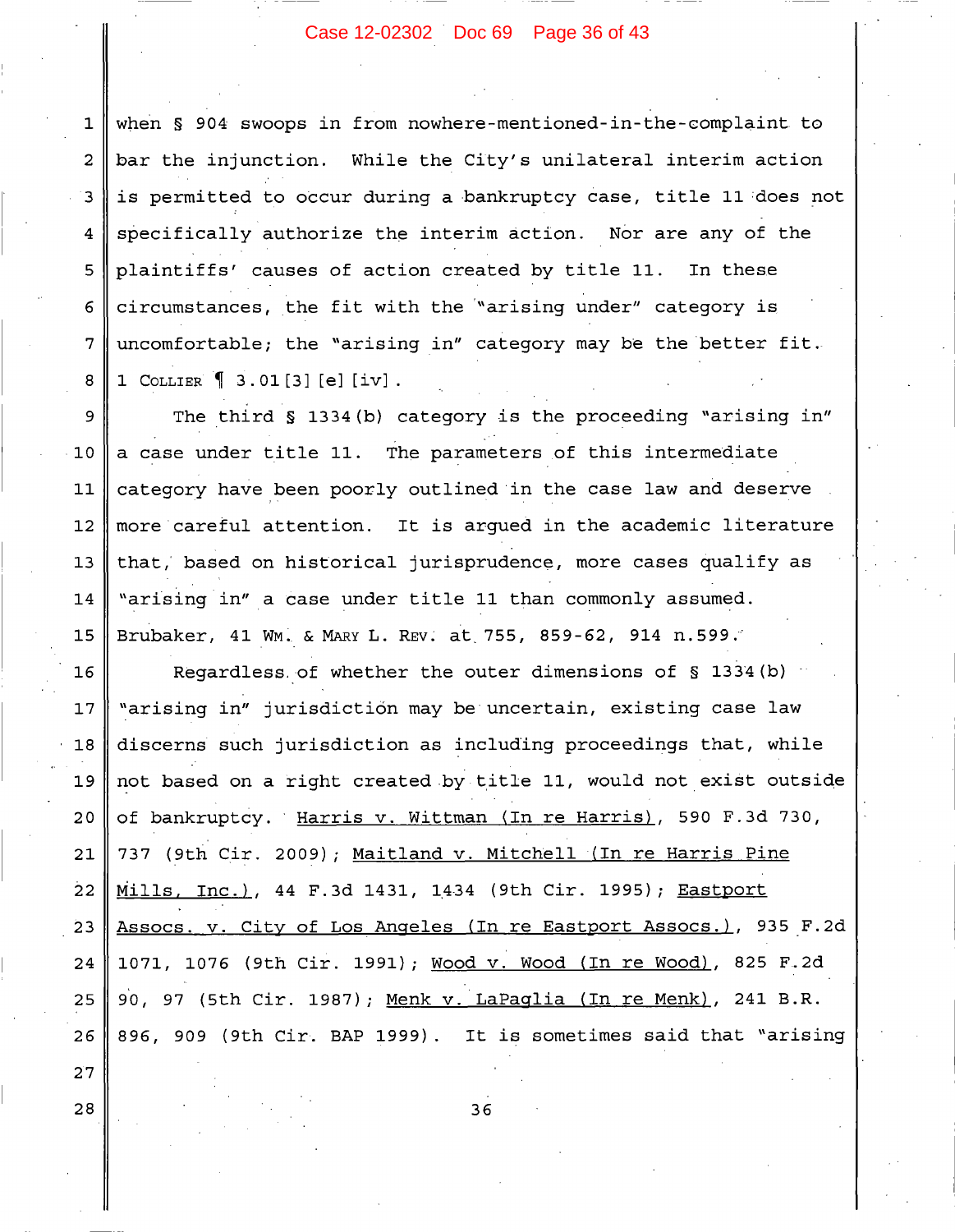when § 904 swoops in from nowhere-mentioned-in-the-complaint to bar the injunction. While the City's unilateral interim action is permitted to occur during a bankruptcy case, title 11 does not specifically authorize the interim action. Nor are any of the plaintiffs' causes of action created by title 11. In these circumstances, the fit with the "arising under" category is uncomfortable; the "arising in" category may be the better fit. 1 COLLIER ¶ 3.01[3][e][iv].

The third § 1334(b) category is the proceeding "arising in" a case under title 11. The parameters of this intermediate category have been poorly outlined in the case law and deserve more careful attention. It is argued in the academic literature that, based on historical jurisprudence, more cases qualify as "arising in" a case under title 11 than commonly assumed. Brubaker, 41 WM. & MARY L. REV. at 755, 859-62, 914 n.599.

Regardless of whether the outer dimensions of § 1334(b) "arising in" jurisdiction may be uncertain, existing case law discerns such jurisdiction as including proceedings that, while not based on a right created by title 11, would not exist outside of bankruptcy. Harris v. Wittman (In re Harris), 590 F.3d 730, 737 (9th Cir. 2009); Maitland v. Mitchell (In re Harris Pine Mills, Inc.), 44 F.3d 1431, 1434 (9th Cir. 1995); Eastport Assocs. v. City of Los Angeles (In re Eastport Assocs.), 935 F.2d 1071, 1076 (9th Cir. 1991); Wood v. Wood (In re Wood), 825 F.2d 90, 97 (5th Cir. 1987); Menk v. LaPaglia (In re Menk), 241 B.R. 896, 909 (9th Cir. BAP 1999). It is sometimes said that "arising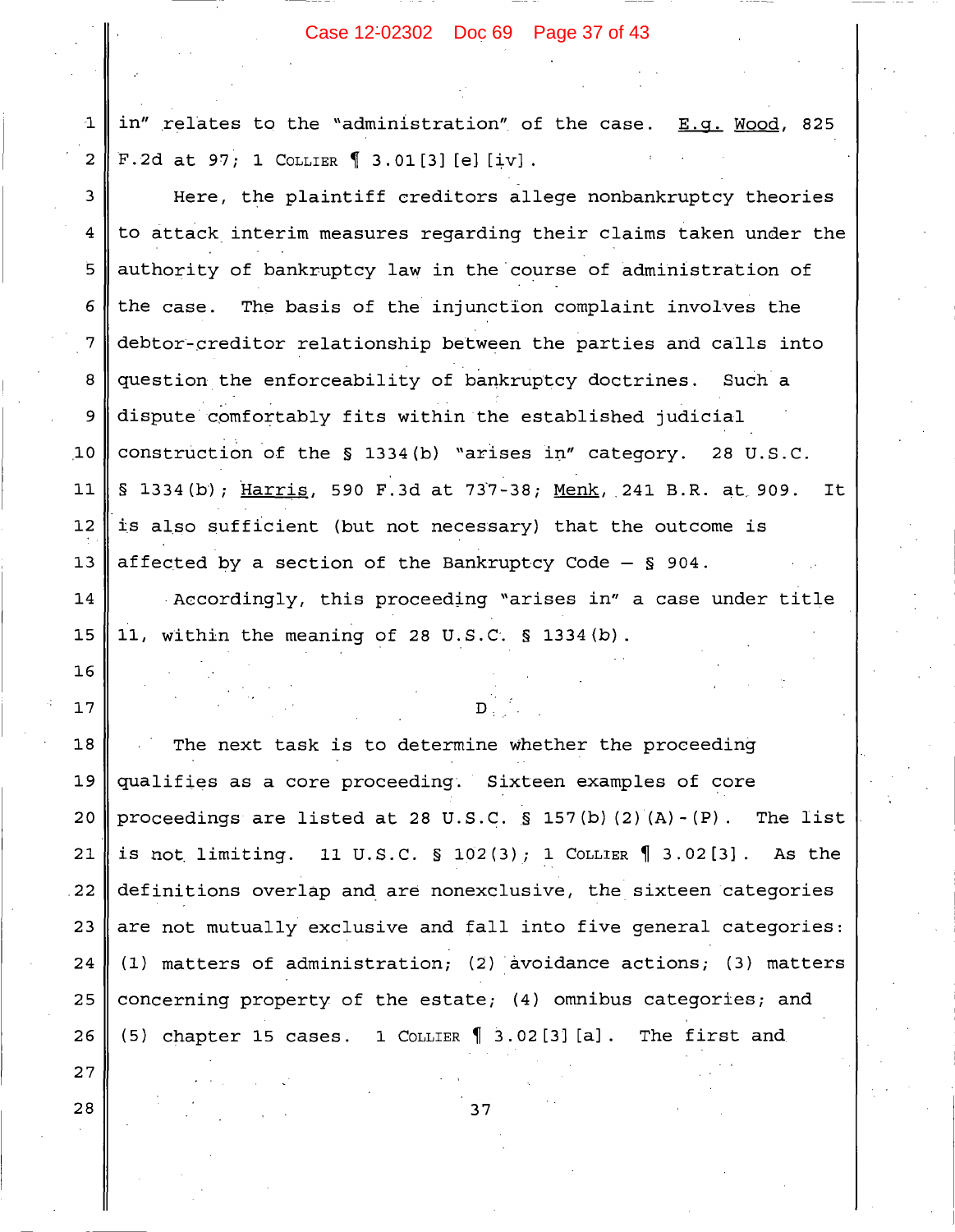in" relates to the "administration" of the case. E.g. Wood, 825 F.2d at 97; 1 COLLIER ¶ 3.01[3][e][iv].

Here, the plaintiff creditors allege nonbankruptcy theories to attack interim measures regarding their claims taken under the authority of bankruptcy law in the course of administration of the case. The basis of the injunction complaint involves the debtor-creditor relationship between the parties and calls into question the enforceability of bankruptcy doctrines. Such a dispute comfortably fits within the established judicial construction of the § 1334(b) "arises in" category. 28 U.S.C. § 1334(b); Harris, 590 F.3d at 737-38; Menk, 241 B.R. at 909. It is also sufficient (but not necessary) that the outcome is affected by a section of the Bankruptcy Code — § 904.

Accordingly, this proceeding "arises in" a case under title 11, within the meaning of 28 U.S.C. § 1334(b).

D

The next task is to determine whether the proceeding qualifies as a core proceeding. Sixteen examples of core proceedings are listed at 28 U.S.C. § 157(b)(2)(A)-(P). The list is not limiting. 11 U.S.C. § 102(3); 1 COLLIER ¶ 3.02[3]. As the definitions overlap and are nonexclusive, the sixteen categories are not mutually exclusive and fall into five general categories: (1) matters of administration; (2) avoidance actions; (3) matters concerning property of the estate; (4) omnibus categories; and (5) chapter 15 cases. 1 COLLIER ¶ 3.02[3][a]. The first and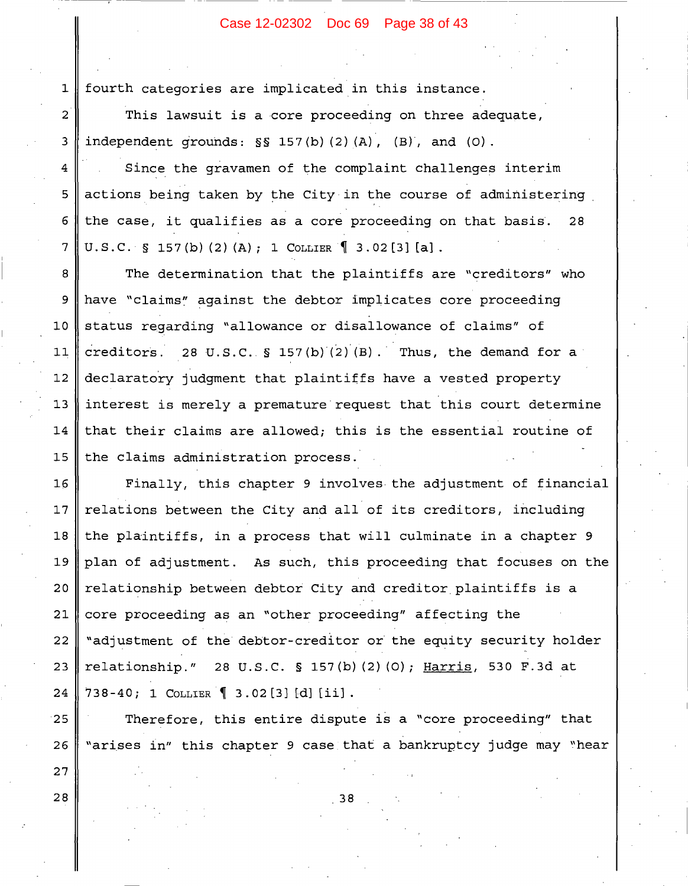fourth categories are implicated in this instance.

This lawsuit is a core proceeding on three adequate, independent grounds: §§ 157(b)(2)(A), (B), and (O).

Since the gravamen of the complaint challenges interim actions being taken by the City in the course of administering the case, it qualifies as a core proceeding on that basis. 28 U.S.C. § 157(b)(2)(A); 1 COLLIER ¶ 3.02[3][a].

The determination that the plaintiffs are "creditors" who have "claims" against the debtor implicates core proceeding status regarding "allowance or disallowance of claims" of creditors. 28 U.S.C. § 157(b)(2)(B). Thus, the demand for a declaratory judgment that plaintiffs have a vested property interest is merely a premature request that this court determine that their claims are allowed; this is the essential routine of the claims administration process.

Finally, this chapter 9 involves the adjustment of financial relations between the City and all of its creditors, including the plaintiffs, in a process that will culminate in a chapter 9 plan of adjustment. As such, this proceeding that focuses on the relationship between debtor City and creditor plaintiffs is a core proceeding as an "other proceeding" affecting the "adjustment of the debtor-creditor or the equity security holder relationship." 28 U.S.C. § 157(b)(2)(O); Harris, 530 F.3d at 738-40; 1 COLLIER ¶ 3.02[3][d][ii].

Therefore, this entire dispute is a "core proceeding" that "arises in" this chapter 9 case that a bankruptcy judge may "hear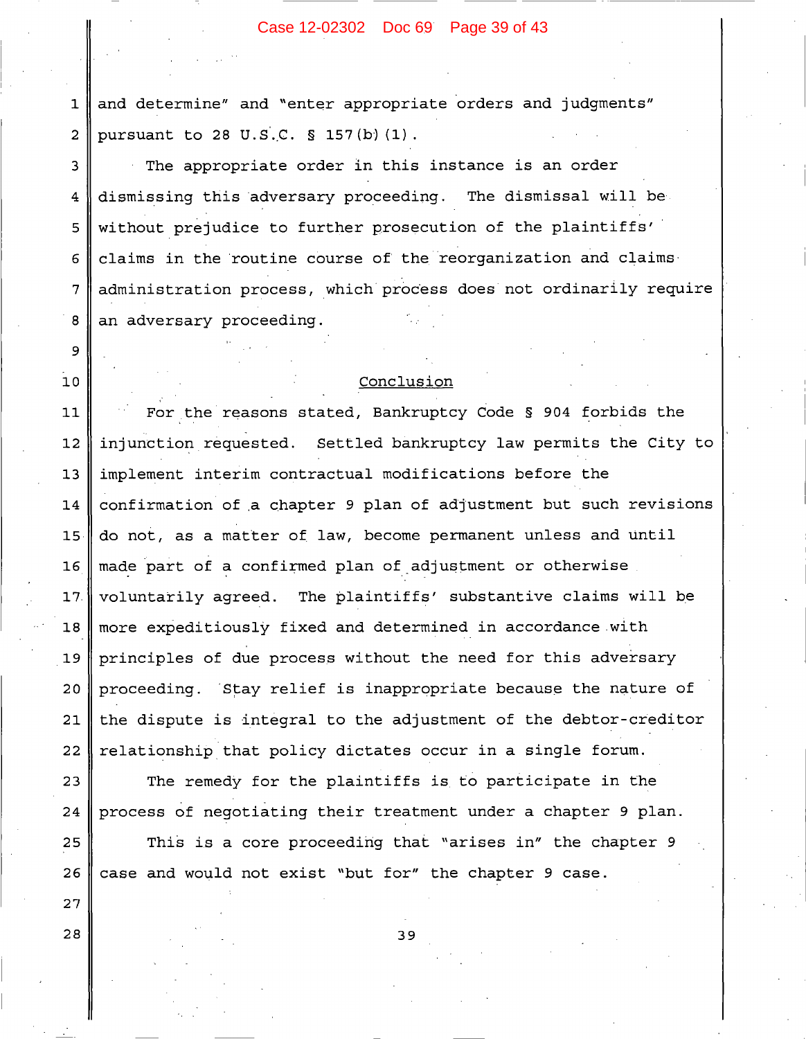and determine" and "enter appropriate orders and judgments" pursuant to 28 U.S.C. § 157(b)(1).

The appropriate order in this instance is an order dismissing this adversary proceeding. The dismissal will be without prejudice to further prosecution of the plaintiffs' claims in the routine course of the reorganization and claims administration process, which process does not ordinarily require an adversary proceeding.

## Conclusion

For the reasons stated, Bankruptcy Code § 904 forbids the injunction requested. Settled bankruptcy law permits the City to implement interim contractual modifications before the confirmation of a chapter 9 plan of adjustment but such revisions do not, as a matter of law, become permanent unless and until made part of a confirmed plan of adjustment or otherwise voluntarily agreed. The plaintiffs' substantive claims will be more expeditiously fixed and determined in accordance with principles of due process without the need for this adversary proceeding. Stay relief is inappropriate because the nature of the dispute is integral to the adjustment of the debtor-creditor relationship that policy dictates occur in a single forum.

The remedy for the plaintiffs is to participate in the process of negotiating their treatment under a chapter 9 plan.

This is a core proceeding that "arises in" the chapter 9 case and would not exist "but for" the chapter 9 case.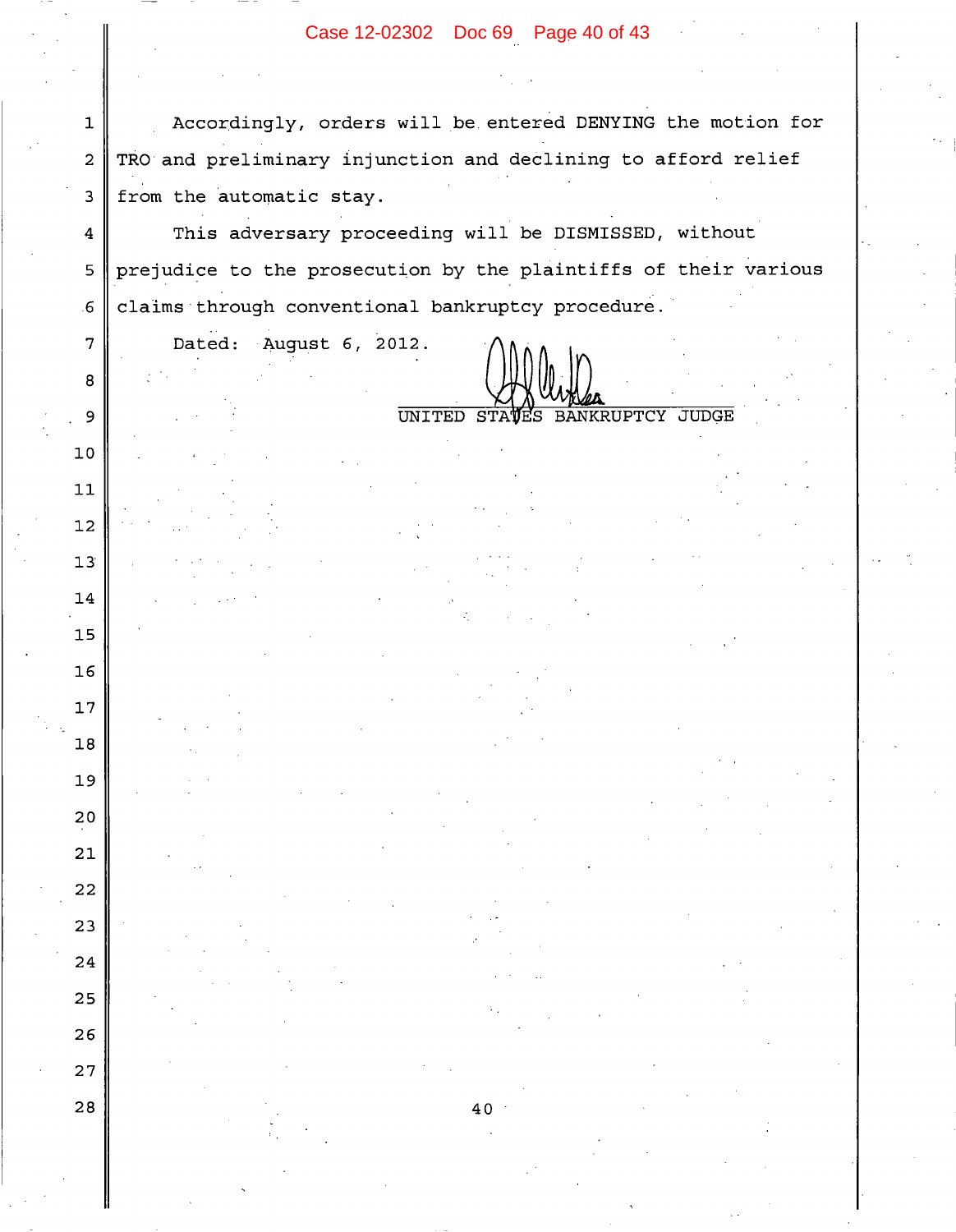Accordingly, orders will be entered DENYING the motion for TRO and preliminary injunction and declining to afford relief from the automatic stay.

This adversary proceeding will be DISMISSED, without prejudice to the prosecution by the plaintiffs of their various claims through conventional bankruptcy procedure.

Dated: August 6, 2012.

UNITED STATES BANKRUPTCY JUDGE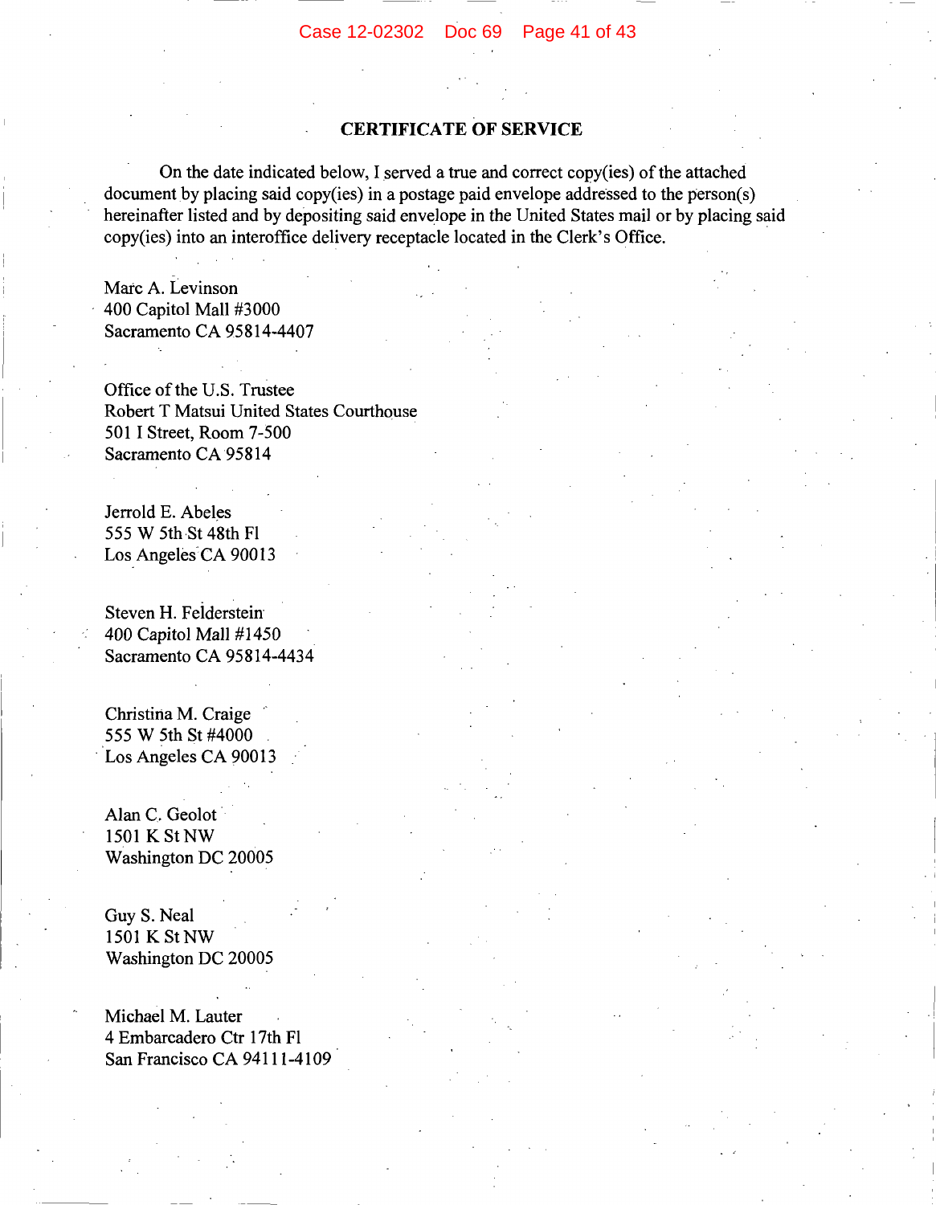## CERTIFICATE OF SERVICE

On the date indicated below, I served a true and correct copy(ies) of the attached document by placing said copy(ies) in a postage paid envelope addressed to the person(s) hereinafter listed and by depositing said envelope in the United States mail or by placing said copy(ies) into an interoffice delivery receptacle located in the Clerk's Office.

Marc A. Levinson
400 Capitol Mall #3000
Sacramento CA 95814-4407

Office of the U.S. Trustee
Robert T Matsui United States Courthouse
501 I Street, Room 7-500
Sacramento CA 95814

Jerrold E. Abeles
555 W 5th St 48th Fl
Los Angeles CA 90013

Steven H. Felderstein
400 Capitol Mall #1450
Sacramento CA 95814-4434

Christina M. Craige
555 W 5th St #4000
Los Angeles CA 90013

Alan C. Geolot
1501 K St NW
Washington DC 20005

Guy S. Neal
1501 K St NW
Washington DC 20005

Michael M. Lauter
4 Embarcadero Ctr 17th Fl
San Francisco CA 94111-4109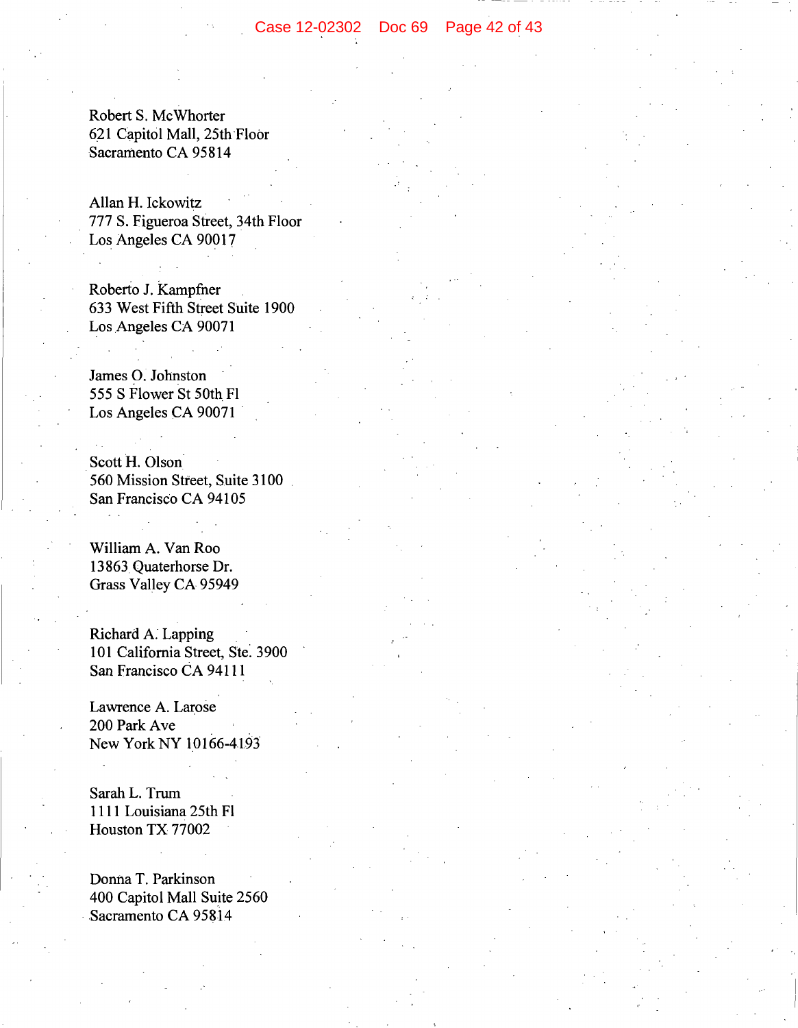Robert S. McWhorter
621 Capitol Mall, 25th Floor
Sacramento CA 95814

Allan H. Ickowitz
777 S. Figueroa Street, 34th Floor
Los Angeles CA 90017

Roberto J. Kampfner
633 West Fifth Street Suite 1900
Los Angeles CA 90071

James O. Johnston
555 S Flower St 50th Fl
Los Angeles CA 90071

Scott H. Olson
560 Mission Street, Suite 3100
San Francisco CA 94105

William A. Van Roo
13863 Quaterhorse Dr.
Grass Valley CA 95949

Richard A. Lapping
101 California Street, Ste. 3900
San Francisco CA 94111

Lawrence A. Larose
200 Park Ave
New York NY 10166-4193

Sarah L. Trum
1111 Louisiana 25th Fl
Houston TX 77002

Donna T. Parkinson
400 Capitol Mall Suite 2560
Sacramento CA 95814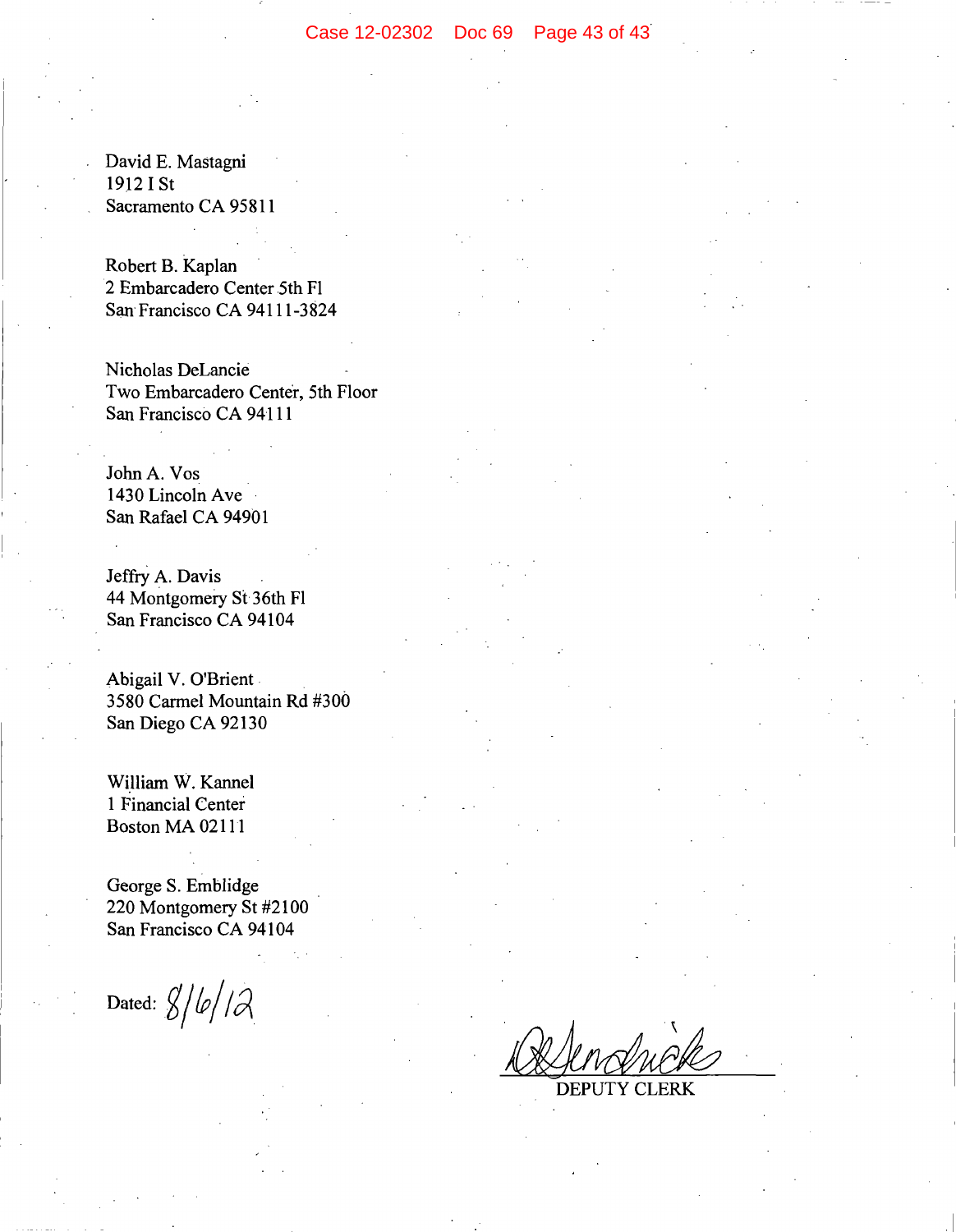David E. Mastagni
1912 I St
Sacramento CA 95811

Robert B. Kaplan
2 Embarcadero Center 5th Fl
San Francisco CA 94111-3824

Nicholas DeLancie
Two Embarcadero Center, 5th Floor
San Francisco CA 94111

John A. Vos
1430 Lincoln Ave
San Rafael CA 94901

Jeffry A. Davis
44 Montgomery St 36th Fl
San Francisco CA 94104

Abigail V. O'Brient
3580 Carmel Mountain Rd #300
San Diego CA 92130

William W. Kannel
1 Financial Center
Boston MA 02111

George S. Emblidge
220 Montgomery St #2100
San Francisco CA 94104

Dated: 8/6/12

DEPUTY CLERK